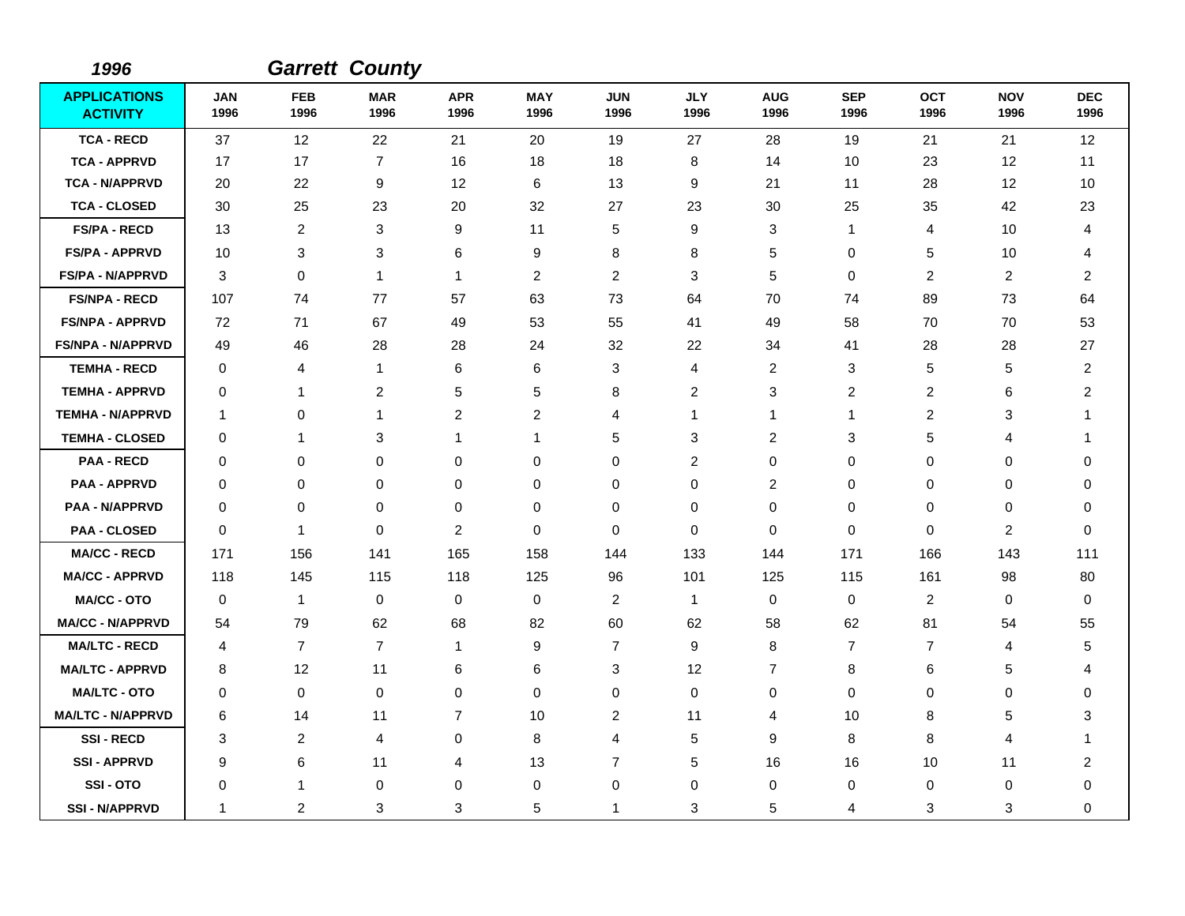*1996* ***Garrett County***

| APPLICATIONS ACTIVITY | JAN 1996 | FEB 1996 | MAR 1996 | APR 1996 | MAY 1996 | JUN 1996 | JLY 1996 | AUG 1996 | SEP 1996 | OCT 1996 | NOV 1996 | DEC 1996 |
|---|---|---|---|---|---|---|---|---|---|---|---|---|
| TCA - RECD | 37 | 12 | 22 | 21 | 20 | 19 | 27 | 28 | 19 | 21 | 21 | 12 |
| TCA - APPRVD | 17 | 17 | 7 | 16 | 18 | 18 | 8 | 14 | 10 | 23 | 12 | 11 |
| TCA - N/APPRVD | 20 | 22 | 9 | 12 | 6 | 13 | 9 | 21 | 11 | 28 | 12 | 10 |
| TCA - CLOSED | 30 | 25 | 23 | 20 | 32 | 27 | 23 | 30 | 25 | 35 | 42 | 23 |
| FS/PA - RECD | 13 | 2 | 3 | 9 | 11 | 5 | 9 | 3 | 1 | 4 | 10 | 4 |
| FS/PA - APPRVD | 10 | 3 | 3 | 6 | 9 | 8 | 8 | 5 | 0 | 5 | 10 | 4 |
| FS/PA - N/APPRVD | 3 | 0 | 1 | 1 | 2 | 2 | 3 | 5 | 0 | 2 | 2 | 2 |
| FS/NPA - RECD | 107 | 74 | 77 | 57 | 63 | 73 | 64 | 70 | 74 | 89 | 73 | 64 |
| FS/NPA - APPRVD | 72 | 71 | 67 | 49 | 53 | 55 | 41 | 49 | 58 | 70 | 70 | 53 |
| FS/NPA - N/APPRVD | 49 | 46 | 28 | 28 | 24 | 32 | 22 | 34 | 41 | 28 | 28 | 27 |
| TEMHA - RECD | 0 | 4 | 1 | 6 | 6 | 3 | 4 | 2 | 3 | 5 | 5 | 2 |
| TEMHA - APPRVD | 0 | 1 | 2 | 5 | 5 | 8 | 2 | 3 | 2 | 2 | 6 | 2 |
| TEMHA - N/APPRVD | 1 | 0 | 1 | 2 | 2 | 4 | 1 | 1 | 1 | 2 | 3 | 1 |
| TEMHA - CLOSED | 0 | 1 | 3 | 1 | 1 | 5 | 3 | 2 | 3 | 5 | 4 | 1 |
| PAA - RECD | 0 | 0 | 0 | 0 | 0 | 0 | 2 | 0 | 0 | 0 | 0 | 0 |
| PAA - APPRVD | 0 | 0 | 0 | 0 | 0 | 0 | 0 | 2 | 0 | 0 | 0 | 0 |
| PAA - N/APPRVD | 0 | 0 | 0 | 0 | 0 | 0 | 0 | 0 | 0 | 0 | 0 | 0 |
| PAA - CLOSED | 0 | 1 | 0 | 2 | 0 | 0 | 0 | 0 | 0 | 0 | 2 | 0 |
| MA/CC - RECD | 171 | 156 | 141 | 165 | 158 | 144 | 133 | 144 | 171 | 166 | 143 | 111 |
| MA/CC - APPRVD | 118 | 145 | 115 | 118 | 125 | 96 | 101 | 125 | 115 | 161 | 98 | 80 |
| MA/CC - OTO | 0 | 1 | 0 | 0 | 0 | 2 | 1 | 0 | 0 | 2 | 0 | 0 |
| MA/CC - N/APPRVD | 54 | 79 | 62 | 68 | 82 | 60 | 62 | 58 | 62 | 81 | 54 | 55 |
| MA/LTC - RECD | 4 | 7 | 7 | 1 | 9 | 7 | 9 | 8 | 7 | 7 | 4 | 5 |
| MA/LTC - APPRVD | 8 | 12 | 11 | 6 | 6 | 3 | 12 | 7 | 8 | 6 | 5 | 4 |
| MA/LTC - OTO | 0 | 0 | 0 | 0 | 0 | 0 | 0 | 0 | 0 | 0 | 0 | 0 |
| MA/LTC - N/APPRVD | 6 | 14 | 11 | 7 | 10 | 2 | 11 | 4 | 10 | 8 | 5 | 3 |
| SSI - RECD | 3 | 2 | 4 | 0 | 8 | 4 | 5 | 9 | 8 | 8 | 4 | 1 |
| SSI - APPRVD | 9 | 6 | 11 | 4 | 13 | 7 | 5 | 16 | 16 | 10 | 11 | 2 |
| SSI - OTO | 0 | 1 | 0 | 0 | 0 | 0 | 0 | 0 | 0 | 0 | 0 | 0 |
| SSI - N/APPRVD | 1 | 2 | 3 | 3 | 5 | 1 | 3 | 5 | 4 | 3 | 3 | 0 |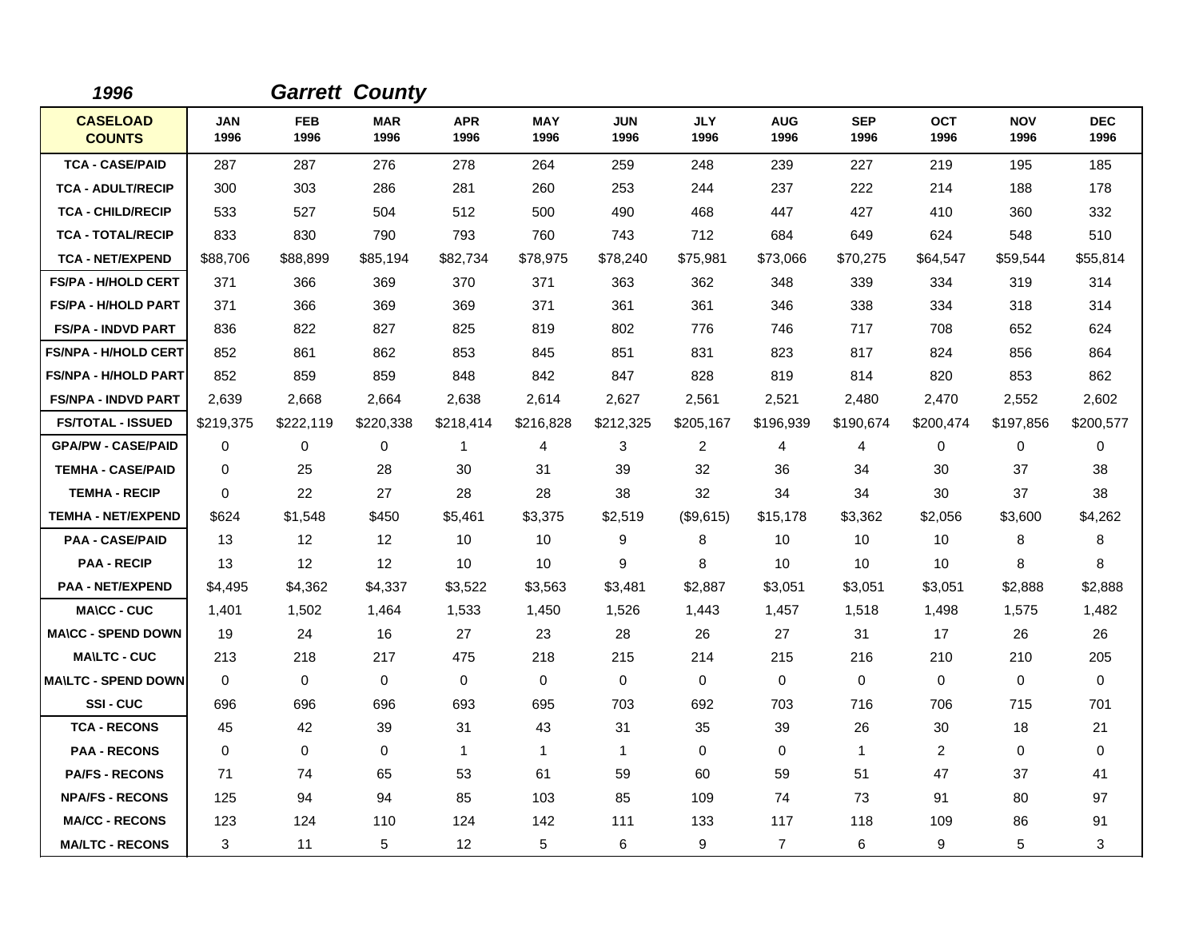*1996* *Garrett County*

| CASELOAD COUNTS | JAN 1996 | FEB 1996 | MAR 1996 | APR 1996 | MAY 1996 | JUN 1996 | JLY 1996 | AUG 1996 | SEP 1996 | OCT 1996 | NOV 1996 | DEC 1996 |
|---|---|---|---|---|---|---|---|---|---|---|---|---|
| TCA - CASE/PAID | 287 | 287 | 276 | 278 | 264 | 259 | 248 | 239 | 227 | 219 | 195 | 185 |
| TCA - ADULT/RECIP | 300 | 303 | 286 | 281 | 260 | 253 | 244 | 237 | 222 | 214 | 188 | 178 |
| TCA - CHILD/RECIP | 533 | 527 | 504 | 512 | 500 | 490 | 468 | 447 | 427 | 410 | 360 | 332 |
| TCA - TOTAL/RECIP | 833 | 830 | 790 | 793 | 760 | 743 | 712 | 684 | 649 | 624 | 548 | 510 |
| TCA - NET/EXPEND | $88,706 | $88,899 | $85,194 | $82,734 | $78,975 | $78,240 | $75,981 | $73,066 | $70,275 | $64,547 | $59,544 | $55,814 |
| FS/PA - H/HOLD CERT | 371 | 366 | 369 | 370 | 371 | 363 | 362 | 348 | 339 | 334 | 319 | 314 |
| FS/PA - H/HOLD PART | 371 | 366 | 369 | 369 | 371 | 361 | 361 | 346 | 338 | 334 | 318 | 314 |
| FS/PA - INDVD PART | 836 | 822 | 827 | 825 | 819 | 802 | 776 | 746 | 717 | 708 | 652 | 624 |
| FS/NPA - H/HOLD CERT | 852 | 861 | 862 | 853 | 845 | 851 | 831 | 823 | 817 | 824 | 856 | 864 |
| FS/NPA - H/HOLD PART | 852 | 859 | 859 | 848 | 842 | 847 | 828 | 819 | 814 | 820 | 853 | 862 |
| FS/NPA - INDVD PART | 2,639 | 2,668 | 2,664 | 2,638 | 2,614 | 2,627 | 2,561 | 2,521 | 2,480 | 2,470 | 2,552 | 2,602 |
| FS/TOTAL - ISSUED | $219,375 | $222,119 | $220,338 | $218,414 | $216,828 | $212,325 | $205,167 | $196,939 | $190,674 | $200,474 | $197,856 | $200,577 |
| GPA/PW - CASE/PAID | 0 | 0 | 0 | 1 | 4 | 3 | 2 | 4 | 4 | 0 | 0 | 0 |
| TEMHA - CASE/PAID | 0 | 25 | 28 | 30 | 31 | 39 | 32 | 36 | 34 | 30 | 37 | 38 |
| TEMHA - RECIP | 0 | 22 | 27 | 28 | 28 | 38 | 32 | 34 | 34 | 30 | 37 | 38 |
| TEMHA - NET/EXPEND | $624 | $1,548 | $450 | $5,461 | $3,375 | $2,519 | ($9,615) | $15,178 | $3,362 | $2,056 | $3,600 | $4,262 |
| PAA - CASE/PAID | 13 | 12 | 12 | 10 | 10 | 9 | 8 | 10 | 10 | 10 | 8 | 8 |
| PAA - RECIP | 13 | 12 | 12 | 10 | 10 | 9 | 8 | 10 | 10 | 10 | 8 | 8 |
| PAA - NET/EXPEND | $4,495 | $4,362 | $4,337 | $3,522 | $3,563 | $3,481 | $2,887 | $3,051 | $3,051 | $3,051 | $2,888 | $2,888 |
| MA\CC - CUC | 1,401 | 1,502 | 1,464 | 1,533 | 1,450 | 1,526 | 1,443 | 1,457 | 1,518 | 1,498 | 1,575 | 1,482 |
| MA\CC - SPEND DOWN | 19 | 24 | 16 | 27 | 23 | 28 | 26 | 27 | 31 | 17 | 26 | 26 |
| MA\LTC - CUC | 213 | 218 | 217 | 475 | 218 | 215 | 214 | 215 | 216 | 210 | 210 | 205 |
| MA\LTC - SPEND DOWN | 0 | 0 | 0 | 0 | 0 | 0 | 0 | 0 | 0 | 0 | 0 | 0 |
| SSI - CUC | 696 | 696 | 696 | 693 | 695 | 703 | 692 | 703 | 716 | 706 | 715 | 701 |
| TCA - RECONS | 45 | 42 | 39 | 31 | 43 | 31 | 35 | 39 | 26 | 30 | 18 | 21 |
| PAA - RECONS | 0 | 0 | 0 | 1 | 1 | 1 | 0 | 0 | 1 | 2 | 0 | 0 |
| PA/FS - RECONS | 71 | 74 | 65 | 53 | 61 | 59 | 60 | 59 | 51 | 47 | 37 | 41 |
| NPA/FS - RECONS | 125 | 94 | 94 | 85 | 103 | 85 | 109 | 74 | 73 | 91 | 80 | 97 |
| MA/CC - RECONS | 123 | 124 | 110 | 124 | 142 | 111 | 133 | 117 | 118 | 109 | 86 | 91 |
| MA/LTC - RECONS | 3 | 11 | 5 | 12 | 5 | 6 | 9 | 7 | 6 | 9 | 5 | 3 |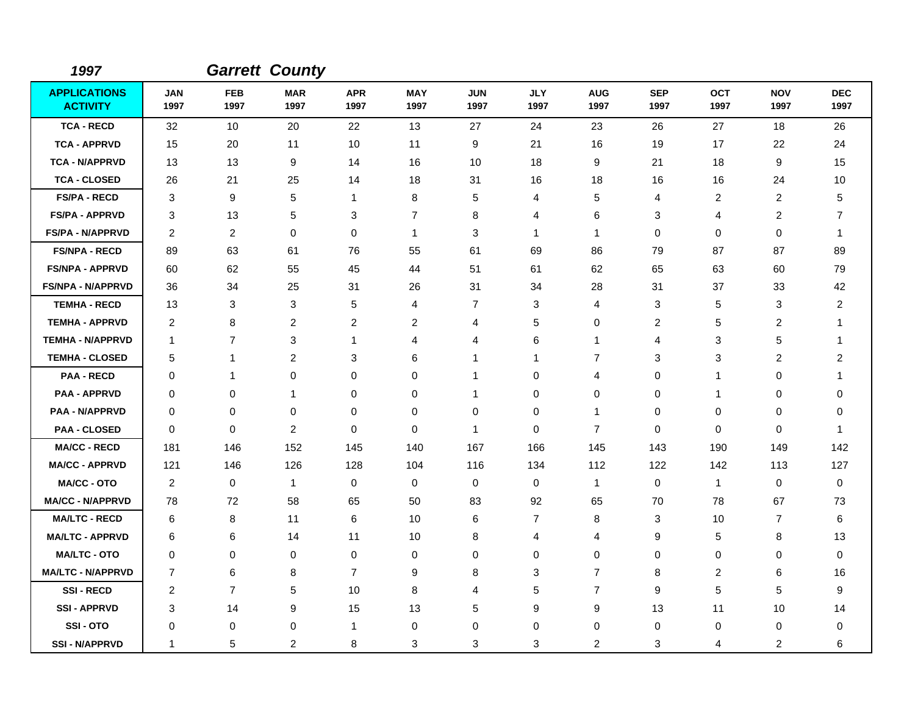*1997* *Garrett County*

| APPLICATIONS ACTIVITY | JAN 1997 | FEB 1997 | MAR 1997 | APR 1997 | MAY 1997 | JUN 1997 | JLY 1997 | AUG 1997 | SEP 1997 | OCT 1997 | NOV 1997 | DEC 1997 |
|---|---|---|---|---|---|---|---|---|---|---|---|---|
| TCA - RECD | 32 | 10 | 20 | 22 | 13 | 27 | 24 | 23 | 26 | 27 | 18 | 26 |
| TCA - APPRVD | 15 | 20 | 11 | 10 | 11 | 9 | 21 | 16 | 19 | 17 | 22 | 24 |
| TCA - N/APPRVD | 13 | 13 | 9 | 14 | 16 | 10 | 18 | 9 | 21 | 18 | 9 | 15 |
| TCA - CLOSED | 26 | 21 | 25 | 14 | 18 | 31 | 16 | 18 | 16 | 16 | 24 | 10 |
| FS/PA - RECD | 3 | 9 | 5 | 1 | 8 | 5 | 4 | 5 | 4 | 2 | 2 | 5 |
| FS/PA - APPRVD | 3 | 13 | 5 | 3 | 7 | 8 | 4 | 6 | 3 | 4 | 2 | 7 |
| FS/PA - N/APPRVD | 2 | 2 | 0 | 0 | 1 | 3 | 1 | 1 | 0 | 0 | 0 | 1 |
| FS/NPA - RECD | 89 | 63 | 61 | 76 | 55 | 61 | 69 | 86 | 79 | 87 | 87 | 89 |
| FS/NPA - APPRVD | 60 | 62 | 55 | 45 | 44 | 51 | 61 | 62 | 65 | 63 | 60 | 79 |
| FS/NPA - N/APPRVD | 36 | 34 | 25 | 31 | 26 | 31 | 34 | 28 | 31 | 37 | 33 | 42 |
| TEMHA - RECD | 13 | 3 | 3 | 5 | 4 | 7 | 3 | 4 | 3 | 5 | 3 | 2 |
| TEMHA - APPRVD | 2 | 8 | 2 | 2 | 2 | 4 | 5 | 0 | 2 | 5 | 2 | 1 |
| TEMHA - N/APPRVD | 1 | 7 | 3 | 1 | 4 | 4 | 6 | 1 | 4 | 3 | 5 | 1 |
| TEMHA - CLOSED | 5 | 1 | 2 | 3 | 6 | 1 | 1 | 7 | 3 | 3 | 2 | 2 |
| PAA - RECD | 0 | 1 | 0 | 0 | 0 | 1 | 0 | 4 | 0 | 1 | 0 | 1 |
| PAA - APPRVD | 0 | 0 | 1 | 0 | 0 | 1 | 0 | 0 | 0 | 1 | 0 | 0 |
| PAA - N/APPRVD | 0 | 0 | 0 | 0 | 0 | 0 | 0 | 1 | 0 | 0 | 0 | 0 |
| PAA - CLOSED | 0 | 0 | 2 | 0 | 0 | 1 | 0 | 7 | 0 | 0 | 0 | 1 |
| MA/CC - RECD | 181 | 146 | 152 | 145 | 140 | 167 | 166 | 145 | 143 | 190 | 149 | 142 |
| MA/CC - APPRVD | 121 | 146 | 126 | 128 | 104 | 116 | 134 | 112 | 122 | 142 | 113 | 127 |
| MA/CC - OTO | 2 | 0 | 1 | 0 | 0 | 0 | 0 | 1 | 0 | 1 | 0 | 0 |
| MA/CC - N/APPRVD | 78 | 72 | 58 | 65 | 50 | 83 | 92 | 65 | 70 | 78 | 67 | 73 |
| MA/LTC - RECD | 6 | 8 | 11 | 6 | 10 | 6 | 7 | 8 | 3 | 10 | 7 | 6 |
| MA/LTC - APPRVD | 6 | 6 | 14 | 11 | 10 | 8 | 4 | 4 | 9 | 5 | 8 | 13 |
| MA/LTC - OTO | 0 | 0 | 0 | 0 | 0 | 0 | 0 | 0 | 0 | 0 | 0 | 0 |
| MA/LTC - N/APPRVD | 7 | 6 | 8 | 7 | 9 | 8 | 3 | 7 | 8 | 2 | 6 | 16 |
| SSI - RECD | 2 | 7 | 5 | 10 | 8 | 4 | 5 | 7 | 9 | 5 | 5 | 9 |
| SSI - APPRVD | 3 | 14 | 9 | 15 | 13 | 5 | 9 | 9 | 13 | 11 | 10 | 14 |
| SSI - OTO | 0 | 0 | 0 | 1 | 0 | 0 | 0 | 0 | 0 | 0 | 0 | 0 |
| SSI - N/APPRVD | 1 | 5 | 2 | 8 | 3 | 3 | 3 | 2 | 3 | 4 | 2 | 6 |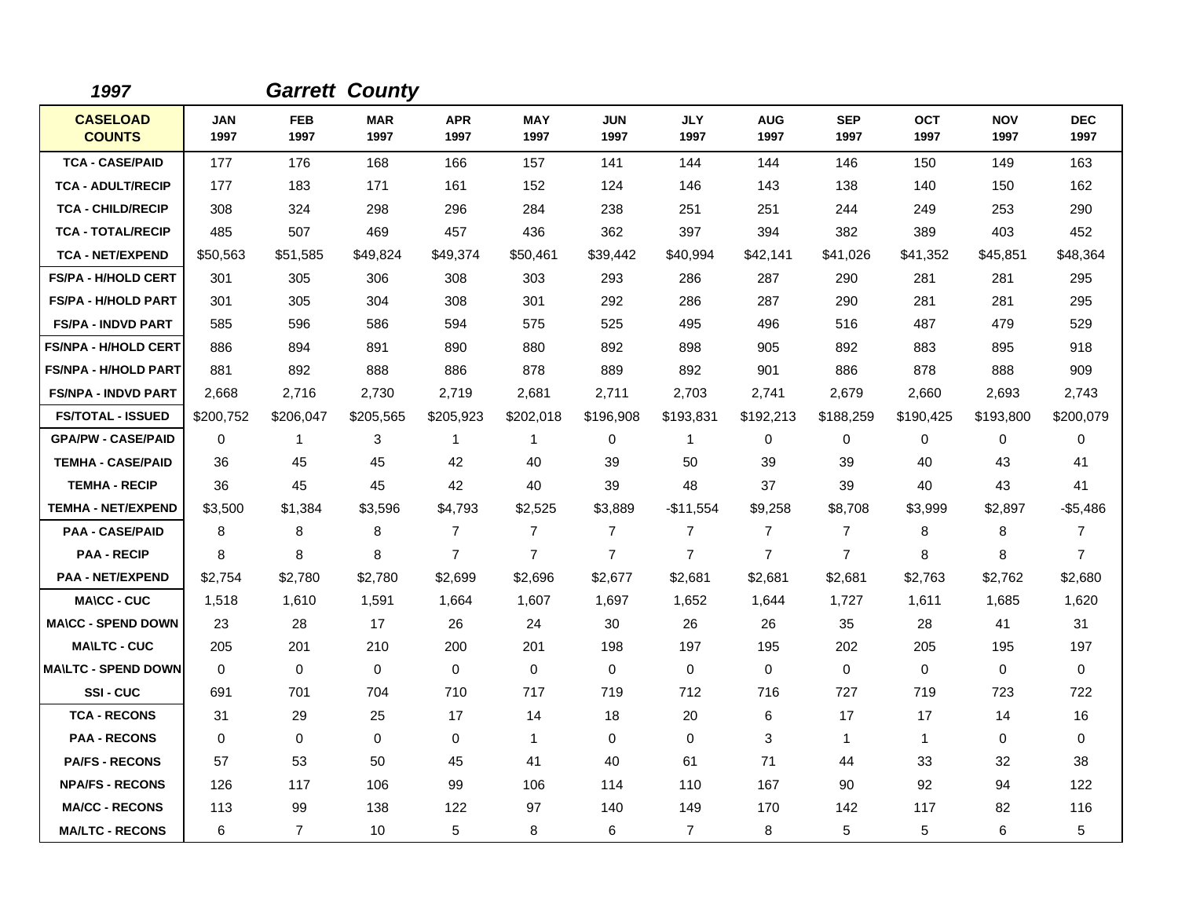*1997* *Garrett County*

| CASELOAD COUNTS | JAN 1997 | FEB 1997 | MAR 1997 | APR 1997 | MAY 1997 | JUN 1997 | JLY 1997 | AUG 1997 | SEP 1997 | OCT 1997 | NOV 1997 | DEC 1997 |
|---|---|---|---|---|---|---|---|---|---|---|---|---|
| TCA - CASE/PAID | 177 | 176 | 168 | 166 | 157 | 141 | 144 | 144 | 146 | 150 | 149 | 163 |
| TCA - ADULT/RECIP | 177 | 183 | 171 | 161 | 152 | 124 | 146 | 143 | 138 | 140 | 150 | 162 |
| TCA - CHILD/RECIP | 308 | 324 | 298 | 296 | 284 | 238 | 251 | 251 | 244 | 249 | 253 | 290 |
| TCA - TOTAL/RECIP | 485 | 507 | 469 | 457 | 436 | 362 | 397 | 394 | 382 | 389 | 403 | 452 |
| TCA - NET/EXPEND | $50,563 | $51,585 | $49,824 | $49,374 | $50,461 | $39,442 | $40,994 | $42,141 | $41,026 | $41,352 | $45,851 | $48,364 |
| FS/PA - H/HOLD CERT | 301 | 305 | 306 | 308 | 303 | 293 | 286 | 287 | 290 | 281 | 281 | 295 |
| FS/PA - H/HOLD PART | 301 | 305 | 304 | 308 | 301 | 292 | 286 | 287 | 290 | 281 | 281 | 295 |
| FS/PA - INDVD PART | 585 | 596 | 586 | 594 | 575 | 525 | 495 | 496 | 516 | 487 | 479 | 529 |
| FS/NPA - H/HOLD CERT | 886 | 894 | 891 | 890 | 880 | 892 | 898 | 905 | 892 | 883 | 895 | 918 |
| FS/NPA - H/HOLD PART | 881 | 892 | 888 | 886 | 878 | 889 | 892 | 901 | 886 | 878 | 888 | 909 |
| FS/NPA - INDVD PART | 2,668 | 2,716 | 2,730 | 2,719 | 2,681 | 2,711 | 2,703 | 2,741 | 2,679 | 2,660 | 2,693 | 2,743 |
| FS/TOTAL - ISSUED | $200,752 | $206,047 | $205,565 | $205,923 | $202,018 | $196,908 | $193,831 | $192,213 | $188,259 | $190,425 | $193,800 | $200,079 |
| GPA/PW - CASE/PAID | 0 | 1 | 3 | 1 | 1 | 0 | 1 | 0 | 0 | 0 | 0 | 0 |
| TEMHA - CASE/PAID | 36 | 45 | 45 | 42 | 40 | 39 | 50 | 39 | 39 | 40 | 43 | 41 |
| TEMHA - RECIP | 36 | 45 | 45 | 42 | 40 | 39 | 48 | 37 | 39 | 40 | 43 | 41 |
| TEMHA - NET/EXPEND | $3,500 | $1,384 | $3,596 | $4,793 | $2,525 | $3,889 | -$11,554 | $9,258 | $8,708 | $3,999 | $2,897 | -$5,486 |
| PAA - CASE/PAID | 8 | 8 | 8 | 7 | 7 | 7 | 7 | 7 | 7 | 8 | 8 | 7 |
| PAA - RECIP | 8 | 8 | 8 | 7 | 7 | 7 | 7 | 7 | 7 | 8 | 8 | 7 |
| PAA - NET/EXPEND | $2,754 | $2,780 | $2,780 | $2,699 | $2,696 | $2,677 | $2,681 | $2,681 | $2,681 | $2,763 | $2,762 | $2,680 |
| MA\CC - CUC | 1,518 | 1,610 | 1,591 | 1,664 | 1,607 | 1,697 | 1,652 | 1,644 | 1,727 | 1,611 | 1,685 | 1,620 |
| MA\CC - SPEND DOWN | 23 | 28 | 17 | 26 | 24 | 30 | 26 | 26 | 35 | 28 | 41 | 31 |
| MA\LTC - CUC | 205 | 201 | 210 | 200 | 201 | 198 | 197 | 195 | 202 | 205 | 195 | 197 |
| MA\LTC - SPEND DOWN | 0 | 0 | 0 | 0 | 0 | 0 | 0 | 0 | 0 | 0 | 0 | 0 |
| SSI - CUC | 691 | 701 | 704 | 710 | 717 | 719 | 712 | 716 | 727 | 719 | 723 | 722 |
| TCA - RECONS | 31 | 29 | 25 | 17 | 14 | 18 | 20 | 6 | 17 | 17 | 14 | 16 |
| PAA - RECONS | 0 | 0 | 0 | 0 | 1 | 0 | 0 | 3 | 1 | 1 | 0 | 0 |
| PA/FS - RECONS | 57 | 53 | 50 | 45 | 41 | 40 | 61 | 71 | 44 | 33 | 32 | 38 |
| NPA/FS - RECONS | 126 | 117 | 106 | 99 | 106 | 114 | 110 | 167 | 90 | 92 | 94 | 122 |
| MA/CC - RECONS | 113 | 99 | 138 | 122 | 97 | 140 | 149 | 170 | 142 | 117 | 82 | 116 |
| MA/LTC - RECONS | 6 | 7 | 10 | 5 | 8 | 6 | 7 | 8 | 5 | 5 | 6 | 5 |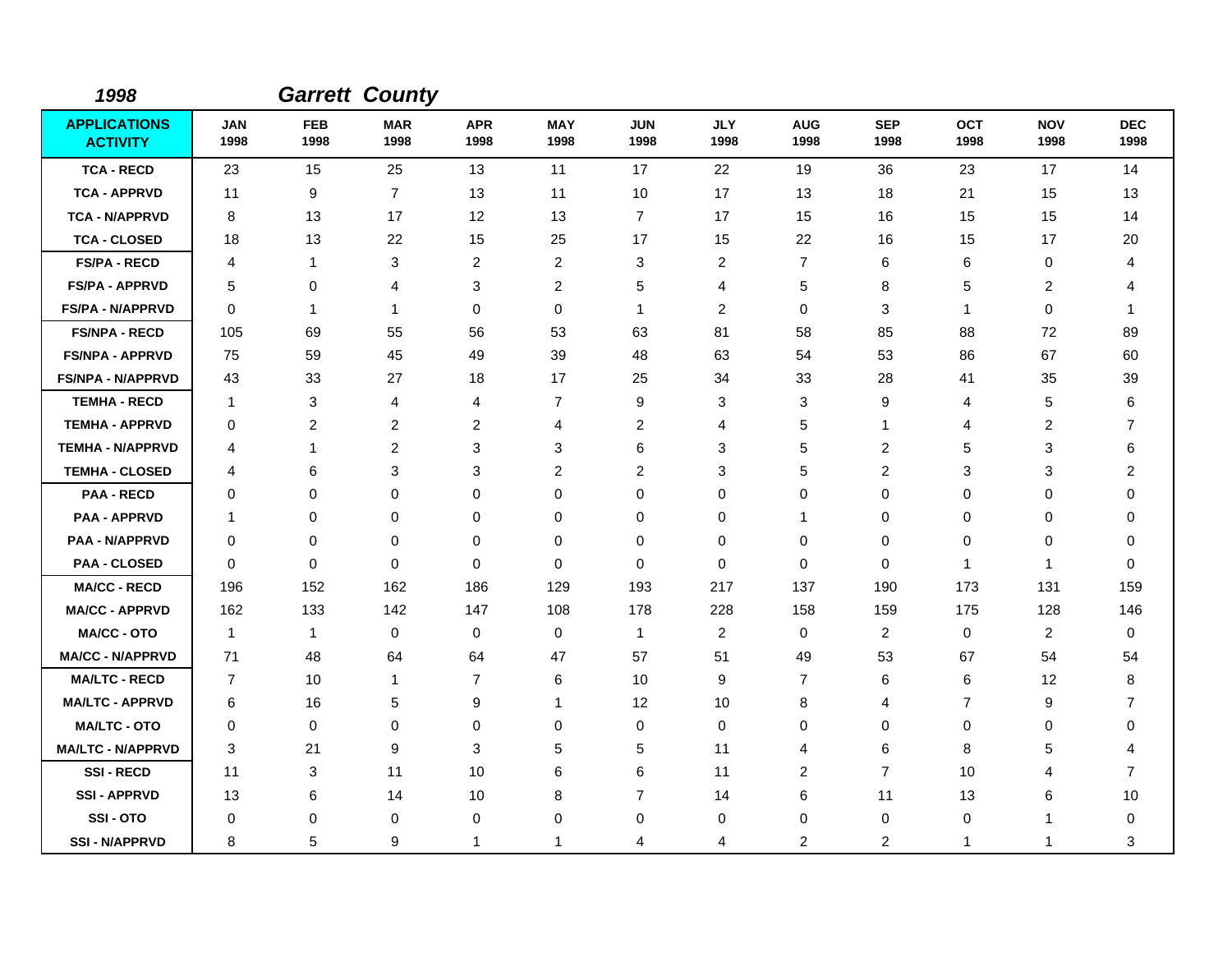*1998* *Garrett County*

| APPLICATIONS ACTIVITY | JAN 1998 | FEB 1998 | MAR 1998 | APR 1998 | MAY 1998 | JUN 1998 | JLY 1998 | AUG 1998 | SEP 1998 | OCT 1998 | NOV 1998 | DEC 1998 |
|---|---|---|---|---|---|---|---|---|---|---|---|---|
| TCA - RECD | 23 | 15 | 25 | 13 | 11 | 17 | 22 | 19 | 36 | 23 | 17 | 14 |
| TCA - APPRVD | 11 | 9 | 7 | 13 | 11 | 10 | 17 | 13 | 18 | 21 | 15 | 13 |
| TCA - N/APPRVD | 8 | 13 | 17 | 12 | 13 | 7 | 17 | 15 | 16 | 15 | 15 | 14 |
| TCA - CLOSED | 18 | 13 | 22 | 15 | 25 | 17 | 15 | 22 | 16 | 15 | 17 | 20 |
| FS/PA - RECD | 4 | 1 | 3 | 2 | 2 | 3 | 2 | 7 | 6 | 6 | 0 | 4 |
| FS/PA - APPRVD | 5 | 0 | 4 | 3 | 2 | 5 | 4 | 5 | 8 | 5 | 2 | 4 |
| FS/PA - N/APPRVD | 0 | 1 | 1 | 0 | 0 | 1 | 2 | 0 | 3 | 1 | 0 | 1 |
| FS/NPA - RECD | 105 | 69 | 55 | 56 | 53 | 63 | 81 | 58 | 85 | 88 | 72 | 89 |
| FS/NPA - APPRVD | 75 | 59 | 45 | 49 | 39 | 48 | 63 | 54 | 53 | 86 | 67 | 60 |
| FS/NPA - N/APPRVD | 43 | 33 | 27 | 18 | 17 | 25 | 34 | 33 | 28 | 41 | 35 | 39 |
| TEMHA - RECD | 1 | 3 | 4 | 4 | 7 | 9 | 3 | 3 | 9 | 4 | 5 | 6 |
| TEMHA - APPRVD | 0 | 2 | 2 | 2 | 4 | 2 | 4 | 5 | 1 | 4 | 2 | 7 |
| TEMHA - N/APPRVD | 4 | 1 | 2 | 3 | 3 | 6 | 3 | 5 | 2 | 5 | 3 | 6 |
| TEMHA - CLOSED | 4 | 6 | 3 | 3 | 2 | 2 | 3 | 5 | 2 | 3 | 3 | 2 |
| PAA - RECD | 0 | 0 | 0 | 0 | 0 | 0 | 0 | 0 | 0 | 0 | 0 | 0 |
| PAA - APPRVD | 1 | 0 | 0 | 0 | 0 | 0 | 0 | 1 | 0 | 0 | 0 | 0 |
| PAA - N/APPRVD | 0 | 0 | 0 | 0 | 0 | 0 | 0 | 0 | 0 | 0 | 0 | 0 |
| PAA - CLOSED | 0 | 0 | 0 | 0 | 0 | 0 | 0 | 0 | 0 | 1 | 1 | 0 |
| MA/CC - RECD | 196 | 152 | 162 | 186 | 129 | 193 | 217 | 137 | 190 | 173 | 131 | 159 |
| MA/CC - APPRVD | 162 | 133 | 142 | 147 | 108 | 178 | 228 | 158 | 159 | 175 | 128 | 146 |
| MA/CC - OTO | 1 | 1 | 0 | 0 | 0 | 1 | 2 | 0 | 2 | 0 | 2 | 0 |
| MA/CC - N/APPRVD | 71 | 48 | 64 | 64 | 47 | 57 | 51 | 49 | 53 | 67 | 54 | 54 |
| MA/LTC - RECD | 7 | 10 | 1 | 7 | 6 | 10 | 9 | 7 | 6 | 6 | 12 | 8 |
| MA/LTC - APPRVD | 6 | 16 | 5 | 9 | 1 | 12 | 10 | 8 | 4 | 7 | 9 | 7 |
| MA/LTC - OTO | 0 | 0 | 0 | 0 | 0 | 0 | 0 | 0 | 0 | 0 | 0 | 0 |
| MA/LTC - N/APPRVD | 3 | 21 | 9 | 3 | 5 | 5 | 11 | 4 | 6 | 8 | 5 | 4 |
| SSI - RECD | 11 | 3 | 11 | 10 | 6 | 6 | 11 | 2 | 7 | 10 | 4 | 7 |
| SSI - APPRVD | 13 | 6 | 14 | 10 | 8 | 7 | 14 | 6 | 11 | 13 | 6 | 10 |
| SSI - OTO | 0 | 0 | 0 | 0 | 0 | 0 | 0 | 0 | 0 | 0 | 1 | 0 |
| SSI - N/APPRVD | 8 | 5 | 9 | 1 | 1 | 4 | 4 | 2 | 2 | 1 | 1 | 3 |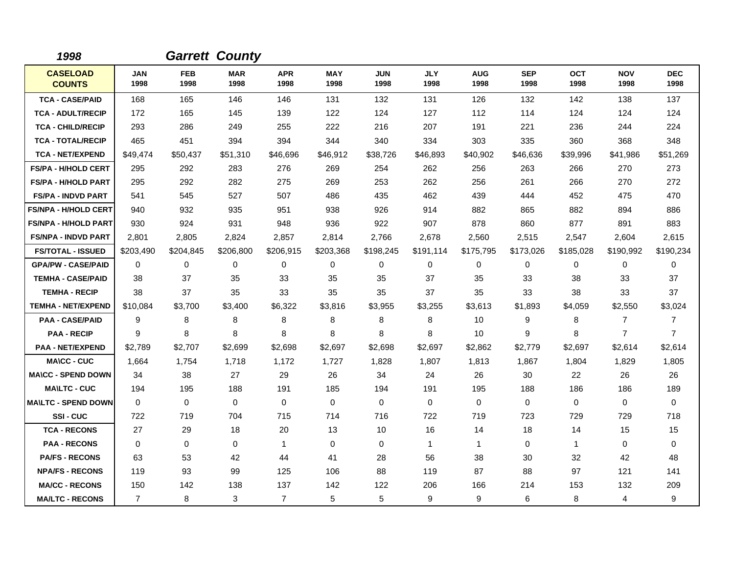*1998* *Garrett County*

| CASELOAD COUNTS | JAN 1998 | FEB 1998 | MAR 1998 | APR 1998 | MAY 1998 | JUN 1998 | JLY 1998 | AUG 1998 | SEP 1998 | OCT 1998 | NOV 1998 | DEC 1998 |
|---|---|---|---|---|---|---|---|---|---|---|---|---|
| TCA - CASE/PAID | 168 | 165 | 146 | 146 | 131 | 132 | 131 | 126 | 132 | 142 | 138 | 137 |
| TCA - ADULT/RECIP | 172 | 165 | 145 | 139 | 122 | 124 | 127 | 112 | 114 | 124 | 124 | 124 |
| TCA - CHILD/RECIP | 293 | 286 | 249 | 255 | 222 | 216 | 207 | 191 | 221 | 236 | 244 | 224 |
| TCA - TOTAL/RECIP | 465 | 451 | 394 | 394 | 344 | 340 | 334 | 303 | 335 | 360 | 368 | 348 |
| TCA - NET/EXPEND | $49,474 | $50,437 | $51,310 | $46,696 | $46,912 | $38,726 | $46,893 | $40,902 | $46,636 | $39,996 | $41,986 | $51,269 |
| FS/PA - H/HOLD CERT | 295 | 292 | 283 | 276 | 269 | 254 | 262 | 256 | 263 | 266 | 270 | 273 |
| FS/PA - H/HOLD PART | 295 | 292 | 282 | 275 | 269 | 253 | 262 | 256 | 261 | 266 | 270 | 272 |
| FS/PA - INDVD PART | 541 | 545 | 527 | 507 | 486 | 435 | 462 | 439 | 444 | 452 | 475 | 470 |
| FS/NPA - H/HOLD CERT | 940 | 932 | 935 | 951 | 938 | 926 | 914 | 882 | 865 | 882 | 894 | 886 |
| FS/NPA - H/HOLD PART | 930 | 924 | 931 | 948 | 936 | 922 | 907 | 878 | 860 | 877 | 891 | 883 |
| FS/NPA - INDVD PART | 2,801 | 2,805 | 2,824 | 2,857 | 2,814 | 2,766 | 2,678 | 2,560 | 2,515 | 2,547 | 2,604 | 2,615 |
| FS/TOTAL - ISSUED | $203,490 | $204,845 | $206,800 | $206,915 | $203,368 | $198,245 | $191,114 | $175,795 | $173,026 | $185,028 | $190,992 | $190,234 |
| GPA/PW - CASE/PAID | 0 | 0 | 0 | 0 | 0 | 0 | 0 | 0 | 0 | 0 | 0 | 0 |
| TEMHA - CASE/PAID | 38 | 37 | 35 | 33 | 35 | 35 | 37 | 35 | 33 | 38 | 33 | 37 |
| TEMHA - RECIP | 38 | 37 | 35 | 33 | 35 | 35 | 37 | 35 | 33 | 38 | 33 | 37 |
| TEMHA - NET/EXPEND | $10,084 | $3,700 | $3,400 | $6,322 | $3,816 | $3,955 | $3,255 | $3,613 | $1,893 | $4,059 | $2,550 | $3,024 |
| PAA - CASE/PAID | 9 | 8 | 8 | 8 | 8 | 8 | 8 | 10 | 9 | 8 | 7 | 7 |
| PAA - RECIP | 9 | 8 | 8 | 8 | 8 | 8 | 8 | 10 | 9 | 8 | 7 | 7 |
| PAA - NET/EXPEND | $2,789 | $2,707 | $2,699 | $2,698 | $2,697 | $2,698 | $2,697 | $2,862 | $2,779 | $2,697 | $2,614 | $2,614 |
| MA\CC - CUC | 1,664 | 1,754 | 1,718 | 1,172 | 1,727 | 1,828 | 1,807 | 1,813 | 1,867 | 1,804 | 1,829 | 1,805 |
| MA\CC - SPEND DOWN | 34 | 38 | 27 | 29 | 26 | 34 | 24 | 26 | 30 | 22 | 26 | 26 |
| MA\LTC - CUC | 194 | 195 | 188 | 191 | 185 | 194 | 191 | 195 | 188 | 186 | 186 | 189 |
| MA\LTC - SPEND DOWN | 0 | 0 | 0 | 0 | 0 | 0 | 0 | 0 | 0 | 0 | 0 | 0 |
| SSI - CUC | 722 | 719 | 704 | 715 | 714 | 716 | 722 | 719 | 723 | 729 | 729 | 718 |
| TCA - RECONS | 27 | 29 | 18 | 20 | 13 | 10 | 16 | 14 | 18 | 14 | 15 | 15 |
| PAA - RECONS | 0 | 0 | 0 | 1 | 0 | 0 | 1 | 1 | 0 | 1 | 0 | 0 |
| PA/FS - RECONS | 63 | 53 | 42 | 44 | 41 | 28 | 56 | 38 | 30 | 32 | 42 | 48 |
| NPA/FS - RECONS | 119 | 93 | 99 | 125 | 106 | 88 | 119 | 87 | 88 | 97 | 121 | 141 |
| MA/CC - RECONS | 150 | 142 | 138 | 137 | 142 | 122 | 206 | 166 | 214 | 153 | 132 | 209 |
| MA/LTC - RECONS | 7 | 8 | 3 | 7 | 5 | 5 | 9 | 9 | 6 | 8 | 4 | 9 |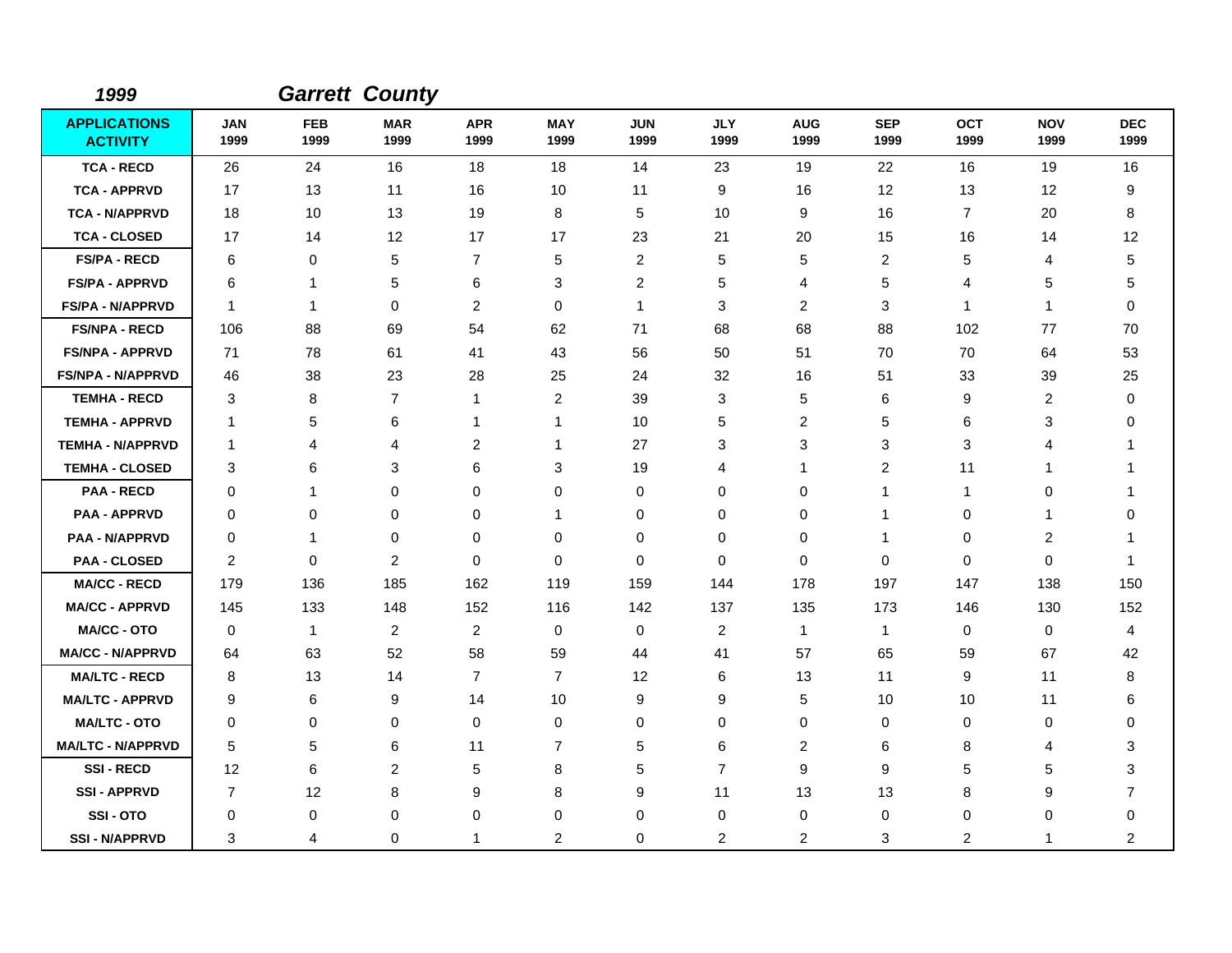*1999* ***Garrett County***

| APPLICATIONS ACTIVITY | JAN 1999 | FEB 1999 | MAR 1999 | APR 1999 | MAY 1999 | JUN 1999 | JLY 1999 | AUG 1999 | SEP 1999 | OCT 1999 | NOV 1999 | DEC 1999 |
|---|---|---|---|---|---|---|---|---|---|---|---|---|
| TCA - RECD | 26 | 24 | 16 | 18 | 18 | 14 | 23 | 19 | 22 | 16 | 19 | 16 |
| TCA - APPRVD | 17 | 13 | 11 | 16 | 10 | 11 | 9 | 16 | 12 | 13 | 12 | 9 |
| TCA - N/APPRVD | 18 | 10 | 13 | 19 | 8 | 5 | 10 | 9 | 16 | 7 | 20 | 8 |
| TCA - CLOSED | 17 | 14 | 12 | 17 | 17 | 23 | 21 | 20 | 15 | 16 | 14 | 12 |
| FS/PA - RECD | 6 | 0 | 5 | 7 | 5 | 2 | 5 | 5 | 2 | 5 | 4 | 5 |
| FS/PA - APPRVD | 6 | 1 | 5 | 6 | 3 | 2 | 5 | 4 | 5 | 4 | 5 | 5 |
| FS/PA - N/APPRVD | 1 | 1 | 0 | 2 | 0 | 1 | 3 | 2 | 3 | 1 | 1 | 0 |
| FS/NPA - RECD | 106 | 88 | 69 | 54 | 62 | 71 | 68 | 68 | 88 | 102 | 77 | 70 |
| FS/NPA - APPRVD | 71 | 78 | 61 | 41 | 43 | 56 | 50 | 51 | 70 | 70 | 64 | 53 |
| FS/NPA - N/APPRVD | 46 | 38 | 23 | 28 | 25 | 24 | 32 | 16 | 51 | 33 | 39 | 25 |
| TEMHA - RECD | 3 | 8 | 7 | 1 | 2 | 39 | 3 | 5 | 6 | 9 | 2 | 0 |
| TEMHA - APPRVD | 1 | 5 | 6 | 1 | 1 | 10 | 5 | 2 | 5 | 6 | 3 | 0 |
| TEMHA - N/APPRVD | 1 | 4 | 4 | 2 | 1 | 27 | 3 | 3 | 3 | 3 | 4 | 1 |
| TEMHA - CLOSED | 3 | 6 | 3 | 6 | 3 | 19 | 4 | 1 | 2 | 11 | 1 | 1 |
| PAA - RECD | 0 | 1 | 0 | 0 | 0 | 0 | 0 | 0 | 1 | 1 | 0 | 1 |
| PAA - APPRVD | 0 | 0 | 0 | 0 | 1 | 0 | 0 | 0 | 1 | 0 | 1 | 0 |
| PAA - N/APPRVD | 0 | 1 | 0 | 0 | 0 | 0 | 0 | 0 | 1 | 0 | 2 | 1 |
| PAA - CLOSED | 2 | 0 | 2 | 0 | 0 | 0 | 0 | 0 | 0 | 0 | 0 | 1 |
| MA/CC - RECD | 179 | 136 | 185 | 162 | 119 | 159 | 144 | 178 | 197 | 147 | 138 | 150 |
| MA/CC - APPRVD | 145 | 133 | 148 | 152 | 116 | 142 | 137 | 135 | 173 | 146 | 130 | 152 |
| MA/CC - OTO | 0 | 1 | 2 | 2 | 0 | 0 | 2 | 1 | 1 | 0 | 0 | 4 |
| MA/CC - N/APPRVD | 64 | 63 | 52 | 58 | 59 | 44 | 41 | 57 | 65 | 59 | 67 | 42 |
| MA/LTC - RECD | 8 | 13 | 14 | 7 | 7 | 12 | 6 | 13 | 11 | 9 | 11 | 8 |
| MA/LTC - APPRVD | 9 | 6 | 9 | 14 | 10 | 9 | 9 | 5 | 10 | 10 | 11 | 6 |
| MA/LTC - OTO | 0 | 0 | 0 | 0 | 0 | 0 | 0 | 0 | 0 | 0 | 0 | 0 |
| MA/LTC - N/APPRVD | 5 | 5 | 6 | 11 | 7 | 5 | 6 | 2 | 6 | 8 | 4 | 3 |
| SSI - RECD | 12 | 6 | 2 | 5 | 8 | 5 | 7 | 9 | 9 | 5 | 5 | 3 |
| SSI - APPRVD | 7 | 12 | 8 | 9 | 8 | 9 | 11 | 13 | 13 | 8 | 9 | 7 |
| SSI - OTO | 0 | 0 | 0 | 0 | 0 | 0 | 0 | 0 | 0 | 0 | 0 | 0 |
| SSI - N/APPRVD | 3 | 4 | 0 | 1 | 2 | 0 | 2 | 2 | 3 | 2 | 1 | 2 |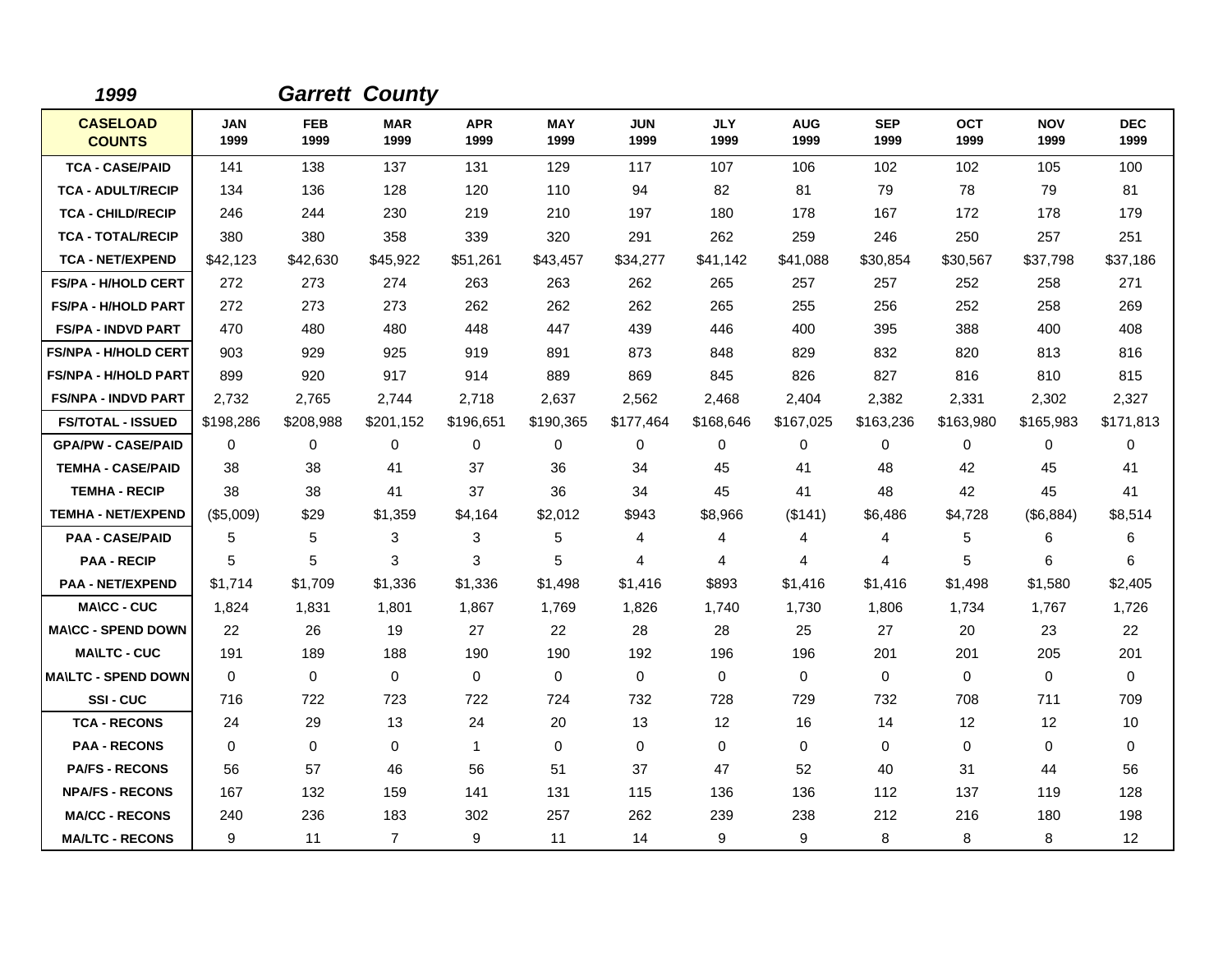*1999* ***Garrett County***

| CASELOAD COUNTS | JAN 1999 | FEB 1999 | MAR 1999 | APR 1999 | MAY 1999 | JUN 1999 | JLY 1999 | AUG 1999 | SEP 1999 | OCT 1999 | NOV 1999 | DEC 1999 |
|---|---|---|---|---|---|---|---|---|---|---|---|---|
| TCA - CASE/PAID | 141 | 138 | 137 | 131 | 129 | 117 | 107 | 106 | 102 | 102 | 105 | 100 |
| TCA - ADULT/RECIP | 134 | 136 | 128 | 120 | 110 | 94 | 82 | 81 | 79 | 78 | 79 | 81 |
| TCA - CHILD/RECIP | 246 | 244 | 230 | 219 | 210 | 197 | 180 | 178 | 167 | 172 | 178 | 179 |
| TCA - TOTAL/RECIP | 380 | 380 | 358 | 339 | 320 | 291 | 262 | 259 | 246 | 250 | 257 | 251 |
| TCA - NET/EXPEND | $42,123 | $42,630 | $45,922 | $51,261 | $43,457 | $34,277 | $41,142 | $41,088 | $30,854 | $30,567 | $37,798 | $37,186 |
| FS/PA - H/HOLD CERT | 272 | 273 | 274 | 263 | 263 | 262 | 265 | 257 | 257 | 252 | 258 | 271 |
| FS/PA - H/HOLD PART | 272 | 273 | 273 | 262 | 262 | 262 | 265 | 255 | 256 | 252 | 258 | 269 |
| FS/PA - INDVD PART | 470 | 480 | 480 | 448 | 447 | 439 | 446 | 400 | 395 | 388 | 400 | 408 |
| FS/NPA - H/HOLD CERT | 903 | 929 | 925 | 919 | 891 | 873 | 848 | 829 | 832 | 820 | 813 | 816 |
| FS/NPA - H/HOLD PART | 899 | 920 | 917 | 914 | 889 | 869 | 845 | 826 | 827 | 816 | 810 | 815 |
| FS/NPA - INDVD PART | 2,732 | 2,765 | 2,744 | 2,718 | 2,637 | 2,562 | 2,468 | 2,404 | 2,382 | 2,331 | 2,302 | 2,327 |
| FS/TOTAL - ISSUED | $198,286 | $208,988 | $201,152 | $196,651 | $190,365 | $177,464 | $168,646 | $167,025 | $163,236 | $163,980 | $165,983 | $171,813 |
| GPA/PW - CASE/PAID | 0 | 0 | 0 | 0 | 0 | 0 | 0 | 0 | 0 | 0 | 0 | 0 |
| TEMHA - CASE/PAID | 38 | 38 | 41 | 37 | 36 | 34 | 45 | 41 | 48 | 42 | 45 | 41 |
| TEMHA - RECIP | 38 | 38 | 41 | 37 | 36 | 34 | 45 | 41 | 48 | 42 | 45 | 41 |
| TEMHA - NET/EXPEND | ($5,009) | $29 | $1,359 | $4,164 | $2,012 | $943 | $8,966 | ($141) | $6,486 | $4,728 | ($6,884) | $8,514 |
| PAA - CASE/PAID | 5 | 5 | 3 | 3 | 5 | 4 | 4 | 4 | 4 | 5 | 6 | 6 |
| PAA - RECIP | 5 | 5 | 3 | 3 | 5 | 4 | 4 | 4 | 4 | 5 | 6 | 6 |
| PAA - NET/EXPEND | $1,714 | $1,709 | $1,336 | $1,336 | $1,498 | $1,416 | $893 | $1,416 | $1,416 | $1,498 | $1,580 | $2,405 |
| MA\CC - CUC | 1,824 | 1,831 | 1,801 | 1,867 | 1,769 | 1,826 | 1,740 | 1,730 | 1,806 | 1,734 | 1,767 | 1,726 |
| MA\CC - SPEND DOWN | 22 | 26 | 19 | 27 | 22 | 28 | 28 | 25 | 27 | 20 | 23 | 22 |
| MA\LTC - CUC | 191 | 189 | 188 | 190 | 190 | 192 | 196 | 196 | 201 | 201 | 205 | 201 |
| MA\LTC - SPEND DOWN | 0 | 0 | 0 | 0 | 0 | 0 | 0 | 0 | 0 | 0 | 0 | 0 |
| SSI - CUC | 716 | 722 | 723 | 722 | 724 | 732 | 728 | 729 | 732 | 708 | 711 | 709 |
| TCA - RECONS | 24 | 29 | 13 | 24 | 20 | 13 | 12 | 16 | 14 | 12 | 12 | 10 |
| PAA - RECONS | 0 | 0 | 0 | 1 | 0 | 0 | 0 | 0 | 0 | 0 | 0 | 0 |
| PA/FS - RECONS | 56 | 57 | 46 | 56 | 51 | 37 | 47 | 52 | 40 | 31 | 44 | 56 |
| NPA/FS - RECONS | 167 | 132 | 159 | 141 | 131 | 115 | 136 | 136 | 112 | 137 | 119 | 128 |
| MA/CC - RECONS | 240 | 236 | 183 | 302 | 257 | 262 | 239 | 238 | 212 | 216 | 180 | 198 |
| MA/LTC - RECONS | 9 | 11 | 7 | 9 | 11 | 14 | 9 | 9 | 8 | 8 | 8 | 12 |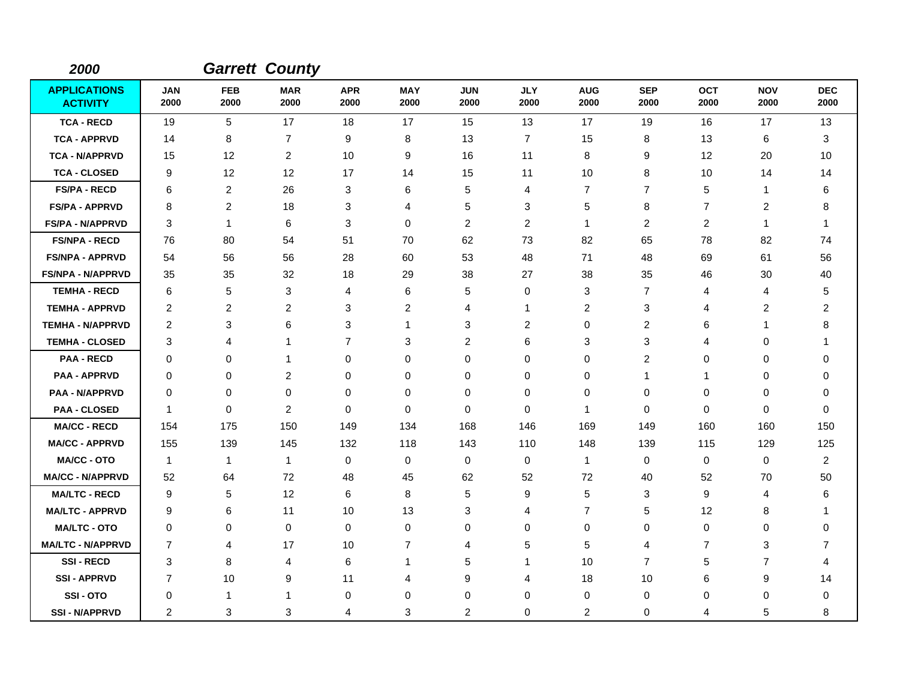**2000** ***Garrett County***

| APPLICATIONS ACTIVITY | JAN 2000 | FEB 2000 | MAR 2000 | APR 2000 | MAY 2000 | JUN 2000 | JLY 2000 | AUG 2000 | SEP 2000 | OCT 2000 | NOV 2000 | DEC 2000 |
|---|---|---|---|---|---|---|---|---|---|---|---|---|
| TCA - RECD | 19 | 5 | 17 | 18 | 17 | 15 | 13 | 17 | 19 | 16 | 17 | 13 |
| TCA - APPRVD | 14 | 8 | 7 | 9 | 8 | 13 | 7 | 15 | 8 | 13 | 6 | 3 |
| TCA - N/APPRVD | 15 | 12 | 2 | 10 | 9 | 16 | 11 | 8 | 9 | 12 | 20 | 10 |
| TCA - CLOSED | 9 | 12 | 12 | 17 | 14 | 15 | 11 | 10 | 8 | 10 | 14 | 14 |
| FS/PA - RECD | 6 | 2 | 26 | 3 | 6 | 5 | 4 | 7 | 7 | 5 | 1 | 6 |
| FS/PA - APPRVD | 8 | 2 | 18 | 3 | 4 | 5 | 3 | 5 | 8 | 7 | 2 | 8 |
| FS/PA - N/APPRVD | 3 | 1 | 6 | 3 | 0 | 2 | 2 | 1 | 2 | 2 | 1 | 1 |
| FS/NPA - RECD | 76 | 80 | 54 | 51 | 70 | 62 | 73 | 82 | 65 | 78 | 82 | 74 |
| FS/NPA - APPRVD | 54 | 56 | 56 | 28 | 60 | 53 | 48 | 71 | 48 | 69 | 61 | 56 |
| FS/NPA - N/APPRVD | 35 | 35 | 32 | 18 | 29 | 38 | 27 | 38 | 35 | 46 | 30 | 40 |
| TEMHA - RECD | 6 | 5 | 3 | 4 | 6 | 5 | 0 | 3 | 7 | 4 | 4 | 5 |
| TEMHA - APPRVD | 2 | 2 | 2 | 3 | 2 | 4 | 1 | 2 | 3 | 4 | 2 | 2 |
| TEMHA - N/APPRVD | 2 | 3 | 6 | 3 | 1 | 3 | 2 | 0 | 2 | 6 | 1 | 8 |
| TEMHA - CLOSED | 3 | 4 | 1 | 7 | 3 | 2 | 6 | 3 | 3 | 4 | 0 | 1 |
| PAA - RECD | 0 | 0 | 1 | 0 | 0 | 0 | 0 | 0 | 2 | 0 | 0 | 0 |
| PAA - APPRVD | 0 | 0 | 2 | 0 | 0 | 0 | 0 | 0 | 1 | 1 | 0 | 0 |
| PAA - N/APPRVD | 0 | 0 | 0 | 0 | 0 | 0 | 0 | 0 | 0 | 0 | 0 | 0 |
| PAA - CLOSED | 1 | 0 | 2 | 0 | 0 | 0 | 0 | 1 | 0 | 0 | 0 | 0 |
| MA/CC - RECD | 154 | 175 | 150 | 149 | 134 | 168 | 146 | 169 | 149 | 160 | 160 | 150 |
| MA/CC - APPRVD | 155 | 139 | 145 | 132 | 118 | 143 | 110 | 148 | 139 | 115 | 129 | 125 |
| MA/CC - OTO | 1 | 1 | 1 | 0 | 0 | 0 | 0 | 1 | 0 | 0 | 0 | 2 |
| MA/CC - N/APPRVD | 52 | 64 | 72 | 48 | 45 | 62 | 52 | 72 | 40 | 52 | 70 | 50 |
| MA/LTC - RECD | 9 | 5 | 12 | 6 | 8 | 5 | 9 | 5 | 3 | 9 | 4 | 6 |
| MA/LTC - APPRVD | 9 | 6 | 11 | 10 | 13 | 3 | 4 | 7 | 5 | 12 | 8 | 1 |
| MA/LTC - OTO | 0 | 0 | 0 | 0 | 0 | 0 | 0 | 0 | 0 | 0 | 0 | 0 |
| MA/LTC - N/APPRVD | 7 | 4 | 17 | 10 | 7 | 4 | 5 | 5 | 4 | 7 | 3 | 7 |
| SSI - RECD | 3 | 8 | 4 | 6 | 1 | 5 | 1 | 10 | 7 | 5 | 7 | 4 |
| SSI - APPRVD | 7 | 10 | 9 | 11 | 4 | 9 | 4 | 18 | 10 | 6 | 9 | 14 |
| SSI - OTO | 0 | 1 | 1 | 0 | 0 | 0 | 0 | 0 | 0 | 0 | 0 | 0 |
| SSI - N/APPRVD | 2 | 3 | 3 | 4 | 3 | 2 | 0 | 2 | 0 | 4 | 5 | 8 |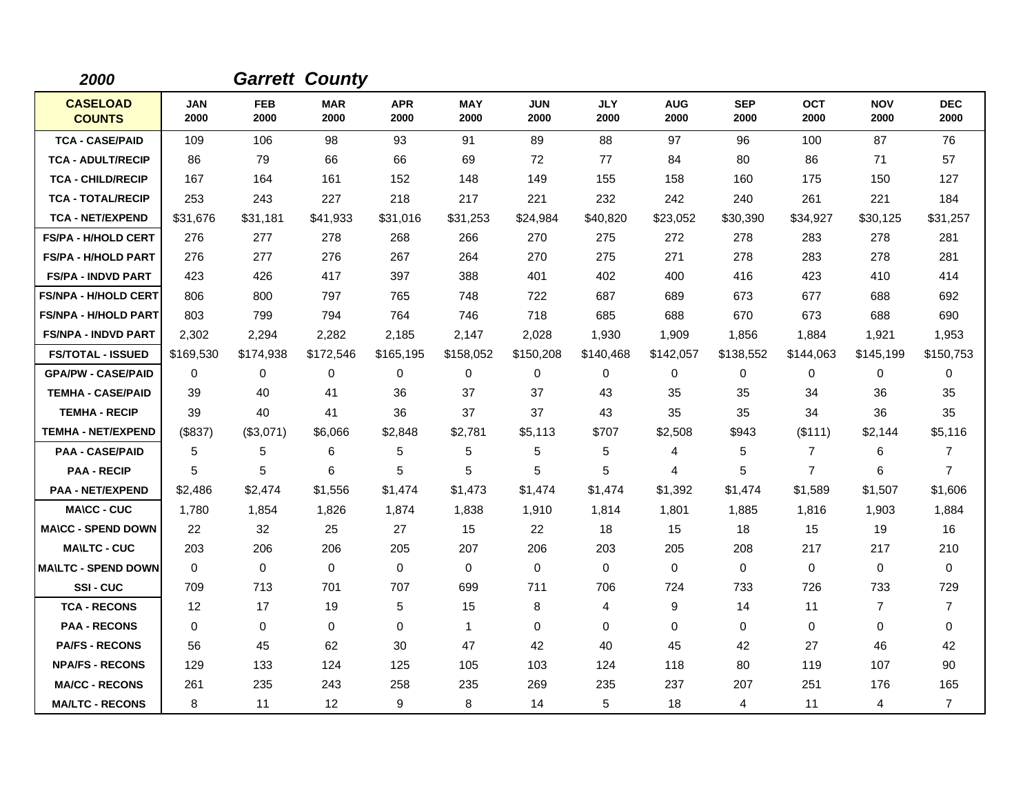## *2000* *Garrett County*

| CASELOAD COUNTS | JAN 2000 | FEB 2000 | MAR 2000 | APR 2000 | MAY 2000 | JUN 2000 | JLY 2000 | AUG 2000 | SEP 2000 | OCT 2000 | NOV 2000 | DEC 2000 |
|---|---|---|---|---|---|---|---|---|---|---|---|---|
| TCA - CASE/PAID | 109 | 106 | 98 | 93 | 91 | 89 | 88 | 97 | 96 | 100 | 87 | 76 |
| TCA - ADULT/RECIP | 86 | 79 | 66 | 66 | 69 | 72 | 77 | 84 | 80 | 86 | 71 | 57 |
| TCA - CHILD/RECIP | 167 | 164 | 161 | 152 | 148 | 149 | 155 | 158 | 160 | 175 | 150 | 127 |
| TCA - TOTAL/RECIP | 253 | 243 | 227 | 218 | 217 | 221 | 232 | 242 | 240 | 261 | 221 | 184 |
| TCA - NET/EXPEND | $31,676 | $31,181 | $41,933 | $31,016 | $31,253 | $24,984 | $40,820 | $23,052 | $30,390 | $34,927 | $30,125 | $31,257 |
| FS/PA - H/HOLD CERT | 276 | 277 | 278 | 268 | 266 | 270 | 275 | 272 | 278 | 283 | 278 | 281 |
| FS/PA - H/HOLD PART | 276 | 277 | 276 | 267 | 264 | 270 | 275 | 271 | 278 | 283 | 278 | 281 |
| FS/PA - INDVD PART | 423 | 426 | 417 | 397 | 388 | 401 | 402 | 400 | 416 | 423 | 410 | 414 |
| FS/NPA - H/HOLD CERT | 806 | 800 | 797 | 765 | 748 | 722 | 687 | 689 | 673 | 677 | 688 | 692 |
| FS/NPA - H/HOLD PART | 803 | 799 | 794 | 764 | 746 | 718 | 685 | 688 | 670 | 673 | 688 | 690 |
| FS/NPA - INDVD PART | 2,302 | 2,294 | 2,282 | 2,185 | 2,147 | 2,028 | 1,930 | 1,909 | 1,856 | 1,884 | 1,921 | 1,953 |
| FS/TOTAL - ISSUED | $169,530 | $174,938 | $172,546 | $165,195 | $158,052 | $150,208 | $140,468 | $142,057 | $138,552 | $144,063 | $145,199 | $150,753 |
| GPA/PW - CASE/PAID | 0 | 0 | 0 | 0 | 0 | 0 | 0 | 0 | 0 | 0 | 0 | 0 |
| TEMHA - CASE/PAID | 39 | 40 | 41 | 36 | 37 | 37 | 43 | 35 | 35 | 34 | 36 | 35 |
| TEMHA - RECIP | 39 | 40 | 41 | 36 | 37 | 37 | 43 | 35 | 35 | 34 | 36 | 35 |
| TEMHA - NET/EXPEND | ($837) | ($3,071) | $6,066 | $2,848 | $2,781 | $5,113 | $707 | $2,508 | $943 | ($111) | $2,144 | $5,116 |
| PAA - CASE/PAID | 5 | 5 | 6 | 5 | 5 | 5 | 5 | 4 | 5 | 7 | 6 | 7 |
| PAA - RECIP | 5 | 5 | 6 | 5 | 5 | 5 | 5 | 4 | 5 | 7 | 6 | 7 |
| PAA - NET/EXPEND | $2,486 | $2,474 | $1,556 | $1,474 | $1,473 | $1,474 | $1,474 | $1,392 | $1,474 | $1,589 | $1,507 | $1,606 |
| MA\CC - CUC | 1,780 | 1,854 | 1,826 | 1,874 | 1,838 | 1,910 | 1,814 | 1,801 | 1,885 | 1,816 | 1,903 | 1,884 |
| MA\CC - SPEND DOWN | 22 | 32 | 25 | 27 | 15 | 22 | 18 | 15 | 18 | 15 | 19 | 16 |
| MA\LTC - CUC | 203 | 206 | 206 | 205 | 207 | 206 | 203 | 205 | 208 | 217 | 217 | 210 |
| MA\LTC - SPEND DOWN | 0 | 0 | 0 | 0 | 0 | 0 | 0 | 0 | 0 | 0 | 0 | 0 |
| SSI - CUC | 709 | 713 | 701 | 707 | 699 | 711 | 706 | 724 | 733 | 726 | 733 | 729 |
| TCA - RECONS | 12 | 17 | 19 | 5 | 15 | 8 | 4 | 9 | 14 | 11 | 7 | 7 |
| PAA - RECONS | 0 | 0 | 0 | 0 | 1 | 0 | 0 | 0 | 0 | 0 | 0 | 0 |
| PA/FS - RECONS | 56 | 45 | 62 | 30 | 47 | 42 | 40 | 45 | 42 | 27 | 46 | 42 |
| NPA/FS - RECONS | 129 | 133 | 124 | 125 | 105 | 103 | 124 | 118 | 80 | 119 | 107 | 90 |
| MA/CC - RECONS | 261 | 235 | 243 | 258 | 235 | 269 | 235 | 237 | 207 | 251 | 176 | 165 |
| MA/LTC - RECONS | 8 | 11 | 12 | 9 | 8 | 14 | 5 | 18 | 4 | 11 | 4 | 7 |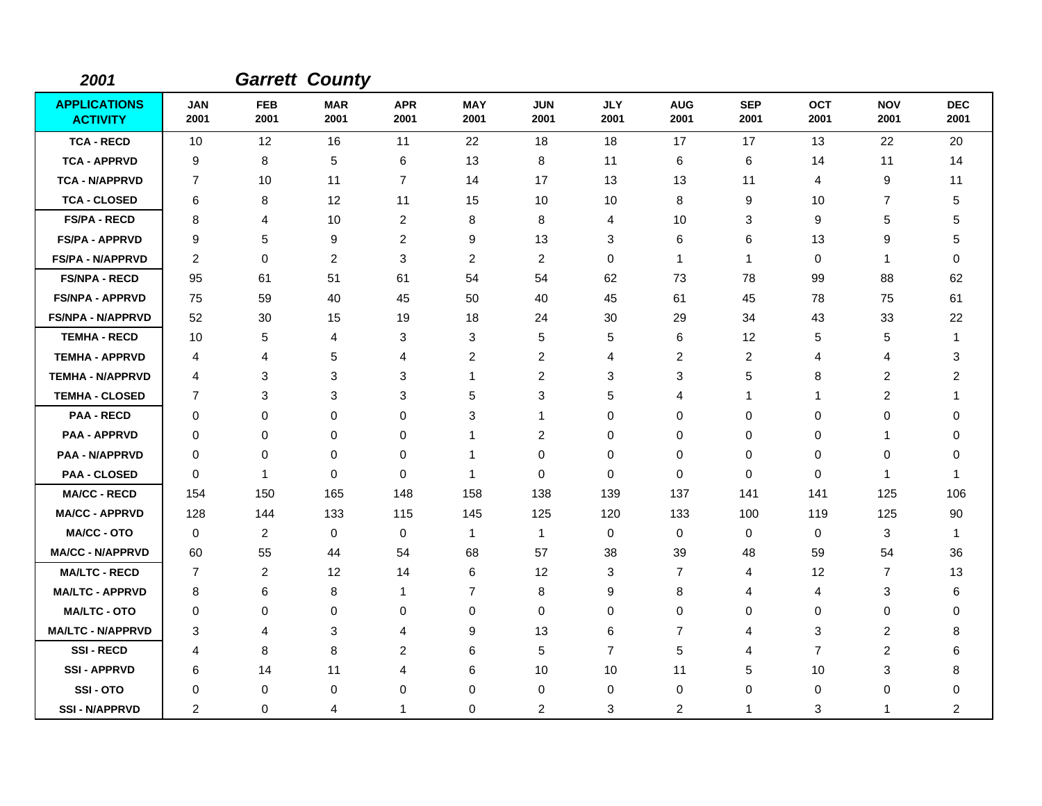**2001** ***Garrett County***

| APPLICATIONS ACTIVITY | JAN 2001 | FEB 2001 | MAR 2001 | APR 2001 | MAY 2001 | JUN 2001 | JLY 2001 | AUG 2001 | SEP 2001 | OCT 2001 | NOV 2001 | DEC 2001 |
|---|---|---|---|---|---|---|---|---|---|---|---|---|
| TCA - RECD | 10 | 12 | 16 | 11 | 22 | 18 | 18 | 17 | 17 | 13 | 22 | 20 |
| TCA - APPRVD | 9 | 8 | 5 | 6 | 13 | 8 | 11 | 6 | 6 | 14 | 11 | 14 |
| TCA - N/APPRVD | 7 | 10 | 11 | 7 | 14 | 17 | 13 | 13 | 11 | 4 | 9 | 11 |
| TCA - CLOSED | 6 | 8 | 12 | 11 | 15 | 10 | 10 | 8 | 9 | 10 | 7 | 5 |
| FS/PA - RECD | 8 | 4 | 10 | 2 | 8 | 8 | 4 | 10 | 3 | 9 | 5 | 5 |
| FS/PA - APPRVD | 9 | 5 | 9 | 2 | 9 | 13 | 3 | 6 | 6 | 13 | 9 | 5 |
| FS/PA - N/APPRVD | 2 | 0 | 2 | 3 | 2 | 2 | 0 | 1 | 1 | 0 | 1 | 0 |
| FS/NPA - RECD | 95 | 61 | 51 | 61 | 54 | 54 | 62 | 73 | 78 | 99 | 88 | 62 |
| FS/NPA - APPRVD | 75 | 59 | 40 | 45 | 50 | 40 | 45 | 61 | 45 | 78 | 75 | 61 |
| FS/NPA - N/APPRVD | 52 | 30 | 15 | 19 | 18 | 24 | 30 | 29 | 34 | 43 | 33 | 22 |
| TEMHA - RECD | 10 | 5 | 4 | 3 | 3 | 5 | 5 | 6 | 12 | 5 | 5 | 1 |
| TEMHA - APPRVD | 4 | 4 | 5 | 4 | 2 | 2 | 4 | 2 | 2 | 4 | 4 | 3 |
| TEMHA - N/APPRVD | 4 | 3 | 3 | 3 | 1 | 2 | 3 | 3 | 5 | 8 | 2 | 2 |
| TEMHA - CLOSED | 7 | 3 | 3 | 3 | 5 | 3 | 5 | 4 | 1 | 1 | 2 | 1 |
| PAA - RECD | 0 | 0 | 0 | 0 | 3 | 1 | 0 | 0 | 0 | 0 | 0 | 0 |
| PAA - APPRVD | 0 | 0 | 0 | 0 | 1 | 2 | 0 | 0 | 0 | 0 | 1 | 0 |
| PAA - N/APPRVD | 0 | 0 | 0 | 0 | 1 | 0 | 0 | 0 | 0 | 0 | 0 | 0 |
| PAA - CLOSED | 0 | 1 | 0 | 0 | 1 | 0 | 0 | 0 | 0 | 0 | 1 | 1 |
| MA/CC - RECD | 154 | 150 | 165 | 148 | 158 | 138 | 139 | 137 | 141 | 141 | 125 | 106 |
| MA/CC - APPRVD | 128 | 144 | 133 | 115 | 145 | 125 | 120 | 133 | 100 | 119 | 125 | 90 |
| MA/CC - OTO | 0 | 2 | 0 | 0 | 1 | 1 | 0 | 0 | 0 | 0 | 3 | 1 |
| MA/CC - N/APPRVD | 60 | 55 | 44 | 54 | 68 | 57 | 38 | 39 | 48 | 59 | 54 | 36 |
| MA/LTC - RECD | 7 | 2 | 12 | 14 | 6 | 12 | 3 | 7 | 4 | 12 | 7 | 13 |
| MA/LTC - APPRVD | 8 | 6 | 8 | 1 | 7 | 8 | 9 | 8 | 4 | 4 | 3 | 6 |
| MA/LTC - OTO | 0 | 0 | 0 | 0 | 0 | 0 | 0 | 0 | 0 | 0 | 0 | 0 |
| MA/LTC - N/APPRVD | 3 | 4 | 3 | 4 | 9 | 13 | 6 | 7 | 4 | 3 | 2 | 8 |
| SSI - RECD | 4 | 8 | 8 | 2 | 6 | 5 | 7 | 5 | 4 | 7 | 2 | 6 |
| SSI - APPRVD | 6 | 14 | 11 | 4 | 6 | 10 | 10 | 11 | 5 | 10 | 3 | 8 |
| SSI - OTO | 0 | 0 | 0 | 0 | 0 | 0 | 0 | 0 | 0 | 0 | 0 | 0 |
| SSI - N/APPRVD | 2 | 0 | 4 | 1 | 0 | 2 | 3 | 2 | 1 | 3 | 1 | 2 |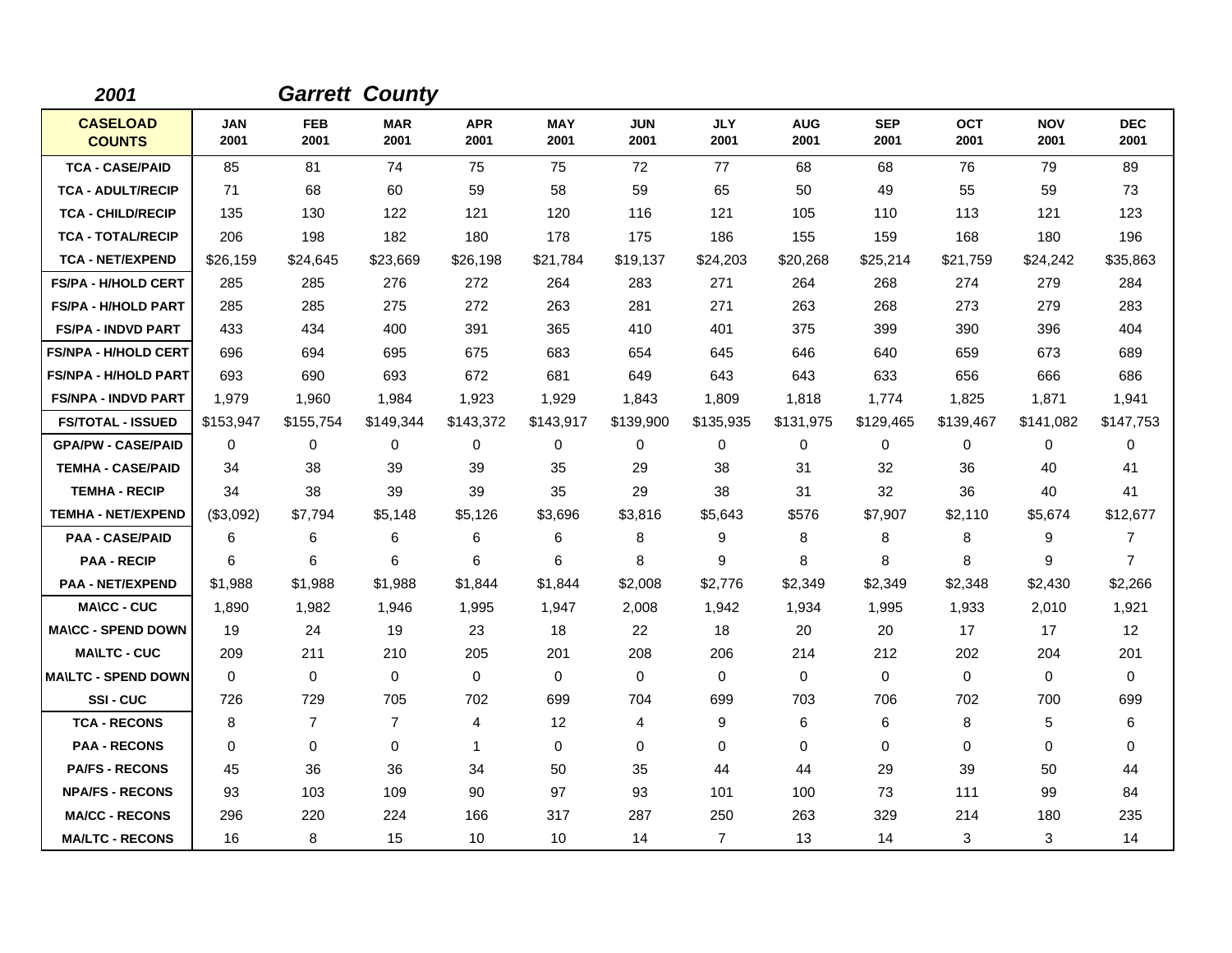***2001*** ***Garrett County***

| CASELOAD COUNTS | JAN 2001 | FEB 2001 | MAR 2001 | APR 2001 | MAY 2001 | JUN 2001 | JLY 2001 | AUG 2001 | SEP 2001 | OCT 2001 | NOV 2001 | DEC 2001 |
|---|---|---|---|---|---|---|---|---|---|---|---|---|
| TCA - CASE/PAID | 85 | 81 | 74 | 75 | 75 | 72 | 77 | 68 | 68 | 76 | 79 | 89 |
| TCA - ADULT/RECIP | 71 | 68 | 60 | 59 | 58 | 59 | 65 | 50 | 49 | 55 | 59 | 73 |
| TCA - CHILD/RECIP | 135 | 130 | 122 | 121 | 120 | 116 | 121 | 105 | 110 | 113 | 121 | 123 |
| TCA - TOTAL/RECIP | 206 | 198 | 182 | 180 | 178 | 175 | 186 | 155 | 159 | 168 | 180 | 196 |
| TCA - NET/EXPEND | $26,159 | $24,645 | $23,669 | $26,198 | $21,784 | $19,137 | $24,203 | $20,268 | $25,214 | $21,759 | $24,242 | $35,863 |
| FS/PA - H/HOLD CERT | 285 | 285 | 276 | 272 | 264 | 283 | 271 | 264 | 268 | 274 | 279 | 284 |
| FS/PA - H/HOLD PART | 285 | 285 | 275 | 272 | 263 | 281 | 271 | 263 | 268 | 273 | 279 | 283 |
| FS/PA - INDVD PART | 433 | 434 | 400 | 391 | 365 | 410 | 401 | 375 | 399 | 390 | 396 | 404 |
| FS/NPA - H/HOLD CERT | 696 | 694 | 695 | 675 | 683 | 654 | 645 | 646 | 640 | 659 | 673 | 689 |
| FS/NPA - H/HOLD PART | 693 | 690 | 693 | 672 | 681 | 649 | 643 | 643 | 633 | 656 | 666 | 686 |
| FS/NPA - INDVD PART | 1,979 | 1,960 | 1,984 | 1,923 | 1,929 | 1,843 | 1,809 | 1,818 | 1,774 | 1,825 | 1,871 | 1,941 |
| FS/TOTAL - ISSUED | $153,947 | $155,754 | $149,344 | $143,372 | $143,917 | $139,900 | $135,935 | $131,975 | $129,465 | $139,467 | $141,082 | $147,753 |
| GPA/PW - CASE/PAID | 0 | 0 | 0 | 0 | 0 | 0 | 0 | 0 | 0 | 0 | 0 | 0 |
| TEMHA - CASE/PAID | 34 | 38 | 39 | 39 | 35 | 29 | 38 | 31 | 32 | 36 | 40 | 41 |
| TEMHA - RECIP | 34 | 38 | 39 | 39 | 35 | 29 | 38 | 31 | 32 | 36 | 40 | 41 |
| TEMHA - NET/EXPEND | ($3,092) | $7,794 | $5,148 | $5,126 | $3,696 | $3,816 | $5,643 | $576 | $7,907 | $2,110 | $5,674 | $12,677 |
| PAA - CASE/PAID | 6 | 6 | 6 | 6 | 6 | 8 | 9 | 8 | 8 | 8 | 9 | 7 |
| PAA - RECIP | 6 | 6 | 6 | 6 | 6 | 8 | 9 | 8 | 8 | 8 | 9 | 7 |
| PAA - NET/EXPEND | $1,988 | $1,988 | $1,988 | $1,844 | $1,844 | $2,008 | $2,776 | $2,349 | $2,349 | $2,348 | $2,430 | $2,266 |
| MA\CC - CUC | 1,890 | 1,982 | 1,946 | 1,995 | 1,947 | 2,008 | 1,942 | 1,934 | 1,995 | 1,933 | 2,010 | 1,921 |
| MA\CC - SPEND DOWN | 19 | 24 | 19 | 23 | 18 | 22 | 18 | 20 | 20 | 17 | 17 | 12 |
| MA\LTC - CUC | 209 | 211 | 210 | 205 | 201 | 208 | 206 | 214 | 212 | 202 | 204 | 201 |
| MA\LTC - SPEND DOWN | 0 | 0 | 0 | 0 | 0 | 0 | 0 | 0 | 0 | 0 | 0 | 0 |
| SSI - CUC | 726 | 729 | 705 | 702 | 699 | 704 | 699 | 703 | 706 | 702 | 700 | 699 |
| TCA - RECONS | 8 | 7 | 7 | 4 | 12 | 4 | 9 | 6 | 6 | 8 | 5 | 6 |
| PAA - RECONS | 0 | 0 | 0 | 1 | 0 | 0 | 0 | 0 | 0 | 0 | 0 | 0 |
| PA/FS - RECONS | 45 | 36 | 36 | 34 | 50 | 35 | 44 | 44 | 29 | 39 | 50 | 44 |
| NPA/FS - RECONS | 93 | 103 | 109 | 90 | 97 | 93 | 101 | 100 | 73 | 111 | 99 | 84 |
| MA/CC - RECONS | 296 | 220 | 224 | 166 | 317 | 287 | 250 | 263 | 329 | 214 | 180 | 235 |
| MA/LTC - RECONS | 16 | 8 | 15 | 10 | 10 | 14 | 7 | 13 | 14 | 3 | 3 | 14 |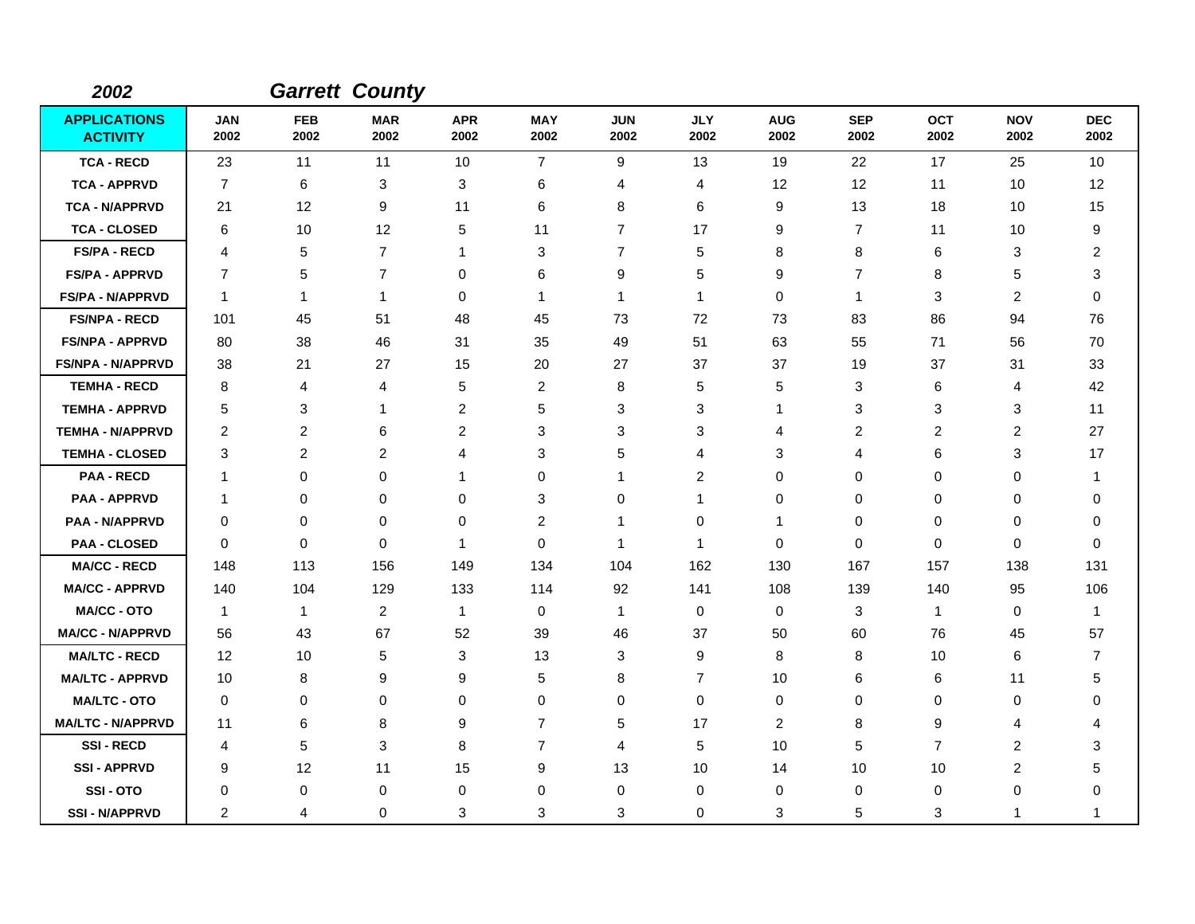**2002** ***Garrett County***

| APPLICATIONS ACTIVITY | JAN 2002 | FEB 2002 | MAR 2002 | APR 2002 | MAY 2002 | JUN 2002 | JLY 2002 | AUG 2002 | SEP 2002 | OCT 2002 | NOV 2002 | DEC 2002 |
|---|---|---|---|---|---|---|---|---|---|---|---|---|
| TCA - RECD | 23 | 11 | 11 | 10 | 7 | 9 | 13 | 19 | 22 | 17 | 25 | 10 |
| TCA - APPRVD | 7 | 6 | 3 | 3 | 6 | 4 | 4 | 12 | 12 | 11 | 10 | 12 |
| TCA - N/APPRVD | 21 | 12 | 9 | 11 | 6 | 8 | 6 | 9 | 13 | 18 | 10 | 15 |
| TCA - CLOSED | 6 | 10 | 12 | 5 | 11 | 7 | 17 | 9 | 7 | 11 | 10 | 9 |
| FS/PA - RECD | 4 | 5 | 7 | 1 | 3 | 7 | 5 | 8 | 8 | 6 | 3 | 2 |
| FS/PA - APPRVD | 7 | 5 | 7 | 0 | 6 | 9 | 5 | 9 | 7 | 8 | 5 | 3 |
| FS/PA - N/APPRVD | 1 | 1 | 1 | 0 | 1 | 1 | 1 | 0 | 1 | 3 | 2 | 0 |
| FS/NPA - RECD | 101 | 45 | 51 | 48 | 45 | 73 | 72 | 73 | 83 | 86 | 94 | 76 |
| FS/NPA - APPRVD | 80 | 38 | 46 | 31 | 35 | 49 | 51 | 63 | 55 | 71 | 56 | 70 |
| FS/NPA - N/APPRVD | 38 | 21 | 27 | 15 | 20 | 27 | 37 | 37 | 19 | 37 | 31 | 33 |
| TEMHA - RECD | 8 | 4 | 4 | 5 | 2 | 8 | 5 | 5 | 3 | 6 | 4 | 42 |
| TEMHA - APPRVD | 5 | 3 | 1 | 2 | 5 | 3 | 3 | 1 | 3 | 3 | 3 | 11 |
| TEMHA - N/APPRVD | 2 | 2 | 6 | 2 | 3 | 3 | 3 | 4 | 2 | 2 | 2 | 27 |
| TEMHA - CLOSED | 3 | 2 | 2 | 4 | 3 | 5 | 4 | 3 | 4 | 6 | 3 | 17 |
| PAA - RECD | 1 | 0 | 0 | 1 | 0 | 1 | 2 | 0 | 0 | 0 | 0 | 1 |
| PAA - APPRVD | 1 | 0 | 0 | 0 | 3 | 0 | 1 | 0 | 0 | 0 | 0 | 0 |
| PAA - N/APPRVD | 0 | 0 | 0 | 0 | 2 | 1 | 0 | 1 | 0 | 0 | 0 | 0 |
| PAA - CLOSED | 0 | 0 | 0 | 1 | 0 | 1 | 1 | 0 | 0 | 0 | 0 | 0 |
| MA/CC - RECD | 148 | 113 | 156 | 149 | 134 | 104 | 162 | 130 | 167 | 157 | 138 | 131 |
| MA/CC - APPRVD | 140 | 104 | 129 | 133 | 114 | 92 | 141 | 108 | 139 | 140 | 95 | 106 |
| MA/CC - OTO | 1 | 1 | 2 | 1 | 0 | 1 | 0 | 0 | 3 | 1 | 0 | 1 |
| MA/CC - N/APPRVD | 56 | 43 | 67 | 52 | 39 | 46 | 37 | 50 | 60 | 76 | 45 | 57 |
| MA/LTC - RECD | 12 | 10 | 5 | 3 | 13 | 3 | 9 | 8 | 8 | 10 | 6 | 7 |
| MA/LTC - APPRVD | 10 | 8 | 9 | 9 | 5 | 8 | 7 | 10 | 6 | 6 | 11 | 5 |
| MA/LTC - OTO | 0 | 0 | 0 | 0 | 0 | 0 | 0 | 0 | 0 | 0 | 0 | 0 |
| MA/LTC - N/APPRVD | 11 | 6 | 8 | 9 | 7 | 5 | 17 | 2 | 8 | 9 | 4 | 4 |
| SSI - RECD | 4 | 5 | 3 | 8 | 7 | 4 | 5 | 10 | 5 | 7 | 2 | 3 |
| SSI - APPRVD | 9 | 12 | 11 | 15 | 9 | 13 | 10 | 14 | 10 | 10 | 2 | 5 |
| SSI - OTO | 0 | 0 | 0 | 0 | 0 | 0 | 0 | 0 | 0 | 0 | 0 | 0 |
| SSI - N/APPRVD | 2 | 4 | 0 | 3 | 3 | 3 | 0 | 3 | 5 | 3 | 1 | 1 |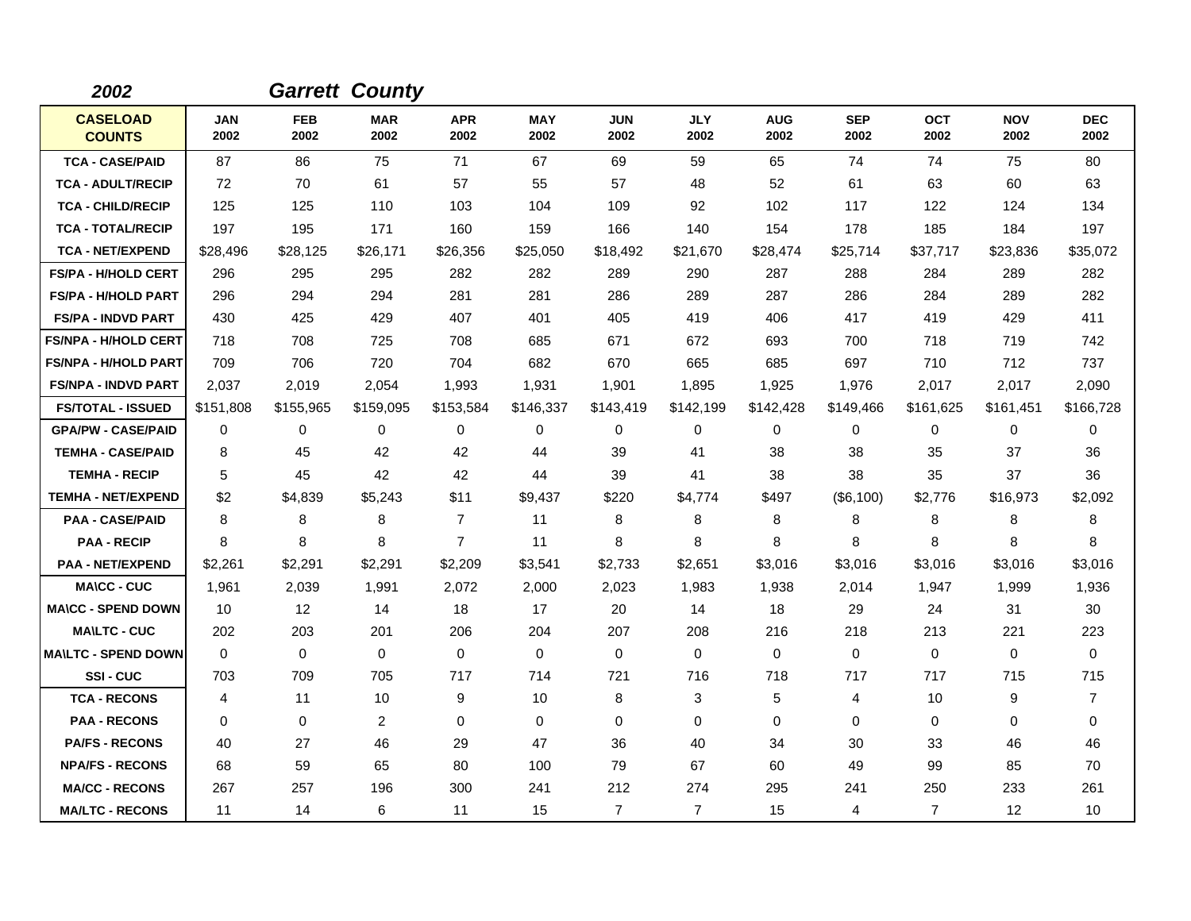## *2002 Garrett County*

| CASELOAD COUNTS | JAN 2002 | FEB 2002 | MAR 2002 | APR 2002 | MAY 2002 | JUN 2002 | JLY 2002 | AUG 2002 | SEP 2002 | OCT 2002 | NOV 2002 | DEC 2002 |
|---|---|---|---|---|---|---|---|---|---|---|---|---|
| TCA - CASE/PAID | 87 | 86 | 75 | 71 | 67 | 69 | 59 | 65 | 74 | 74 | 75 | 80 |
| TCA - ADULT/RECIP | 72 | 70 | 61 | 57 | 55 | 57 | 48 | 52 | 61 | 63 | 60 | 63 |
| TCA - CHILD/RECIP | 125 | 125 | 110 | 103 | 104 | 109 | 92 | 102 | 117 | 122 | 124 | 134 |
| TCA - TOTAL/RECIP | 197 | 195 | 171 | 160 | 159 | 166 | 140 | 154 | 178 | 185 | 184 | 197 |
| TCA - NET/EXPEND | $28,496 | $28,125 | $26,171 | $26,356 | $25,050 | $18,492 | $21,670 | $28,474 | $25,714 | $37,717 | $23,836 | $35,072 |
| FS/PA - H/HOLD CERT | 296 | 295 | 295 | 282 | 282 | 289 | 290 | 287 | 288 | 284 | 289 | 282 |
| FS/PA - H/HOLD PART | 296 | 294 | 294 | 281 | 281 | 286 | 289 | 287 | 286 | 284 | 289 | 282 |
| FS/PA - INDVD PART | 430 | 425 | 429 | 407 | 401 | 405 | 419 | 406 | 417 | 419 | 429 | 411 |
| FS/NPA - H/HOLD CERT | 718 | 708 | 725 | 708 | 685 | 671 | 672 | 693 | 700 | 718 | 719 | 742 |
| FS/NPA - H/HOLD PART | 709 | 706 | 720 | 704 | 682 | 670 | 665 | 685 | 697 | 710 | 712 | 737 |
| FS/NPA - INDVD PART | 2,037 | 2,019 | 2,054 | 1,993 | 1,931 | 1,901 | 1,895 | 1,925 | 1,976 | 2,017 | 2,017 | 2,090 |
| FS/TOTAL - ISSUED | $151,808 | $155,965 | $159,095 | $153,584 | $146,337 | $143,419 | $142,199 | $142,428 | $149,466 | $161,625 | $161,451 | $166,728 |
| GPA/PW - CASE/PAID | 0 | 0 | 0 | 0 | 0 | 0 | 0 | 0 | 0 | 0 | 0 | 0 |
| TEMHA - CASE/PAID | 8 | 45 | 42 | 42 | 44 | 39 | 41 | 38 | 38 | 35 | 37 | 36 |
| TEMHA - RECIP | 5 | 45 | 42 | 42 | 44 | 39 | 41 | 38 | 38 | 35 | 37 | 36 |
| TEMHA - NET/EXPEND | $2 | $4,839 | $5,243 | $11 | $9,437 | $220 | $4,774 | $497 | ($6,100) | $2,776 | $16,973 | $2,092 |
| PAA - CASE/PAID | 8 | 8 | 8 | 7 | 11 | 8 | 8 | 8 | 8 | 8 | 8 | 8 |
| PAA - RECIP | 8 | 8 | 8 | 7 | 11 | 8 | 8 | 8 | 8 | 8 | 8 | 8 |
| PAA - NET/EXPEND | $2,261 | $2,291 | $2,291 | $2,209 | $3,541 | $2,733 | $2,651 | $3,016 | $3,016 | $3,016 | $3,016 | $3,016 |
| MA\CC - CUC | 1,961 | 2,039 | 1,991 | 2,072 | 2,000 | 2,023 | 1,983 | 1,938 | 2,014 | 1,947 | 1,999 | 1,936 |
| MA\CC - SPEND DOWN | 10 | 12 | 14 | 18 | 17 | 20 | 14 | 18 | 29 | 24 | 31 | 30 |
| MA\LTC - CUC | 202 | 203 | 201 | 206 | 204 | 207 | 208 | 216 | 218 | 213 | 221 | 223 |
| MA\LTC - SPEND DOWN | 0 | 0 | 0 | 0 | 0 | 0 | 0 | 0 | 0 | 0 | 0 | 0 |
| SSI - CUC | 703 | 709 | 705 | 717 | 714 | 721 | 716 | 718 | 717 | 717 | 715 | 715 |
| TCA - RECONS | 4 | 11 | 10 | 9 | 10 | 8 | 3 | 5 | 4 | 10 | 9 | 7 |
| PAA - RECONS | 0 | 0 | 2 | 0 | 0 | 0 | 0 | 0 | 0 | 0 | 0 | 0 |
| PA/FS - RECONS | 40 | 27 | 46 | 29 | 47 | 36 | 40 | 34 | 30 | 33 | 46 | 46 |
| NPA/FS - RECONS | 68 | 59 | 65 | 80 | 100 | 79 | 67 | 60 | 49 | 99 | 85 | 70 |
| MA/CC - RECONS | 267 | 257 | 196 | 300 | 241 | 212 | 274 | 295 | 241 | 250 | 233 | 261 |
| MA/LTC - RECONS | 11 | 14 | 6 | 11 | 15 | 7 | 7 | 15 | 4 | 7 | 12 | 10 |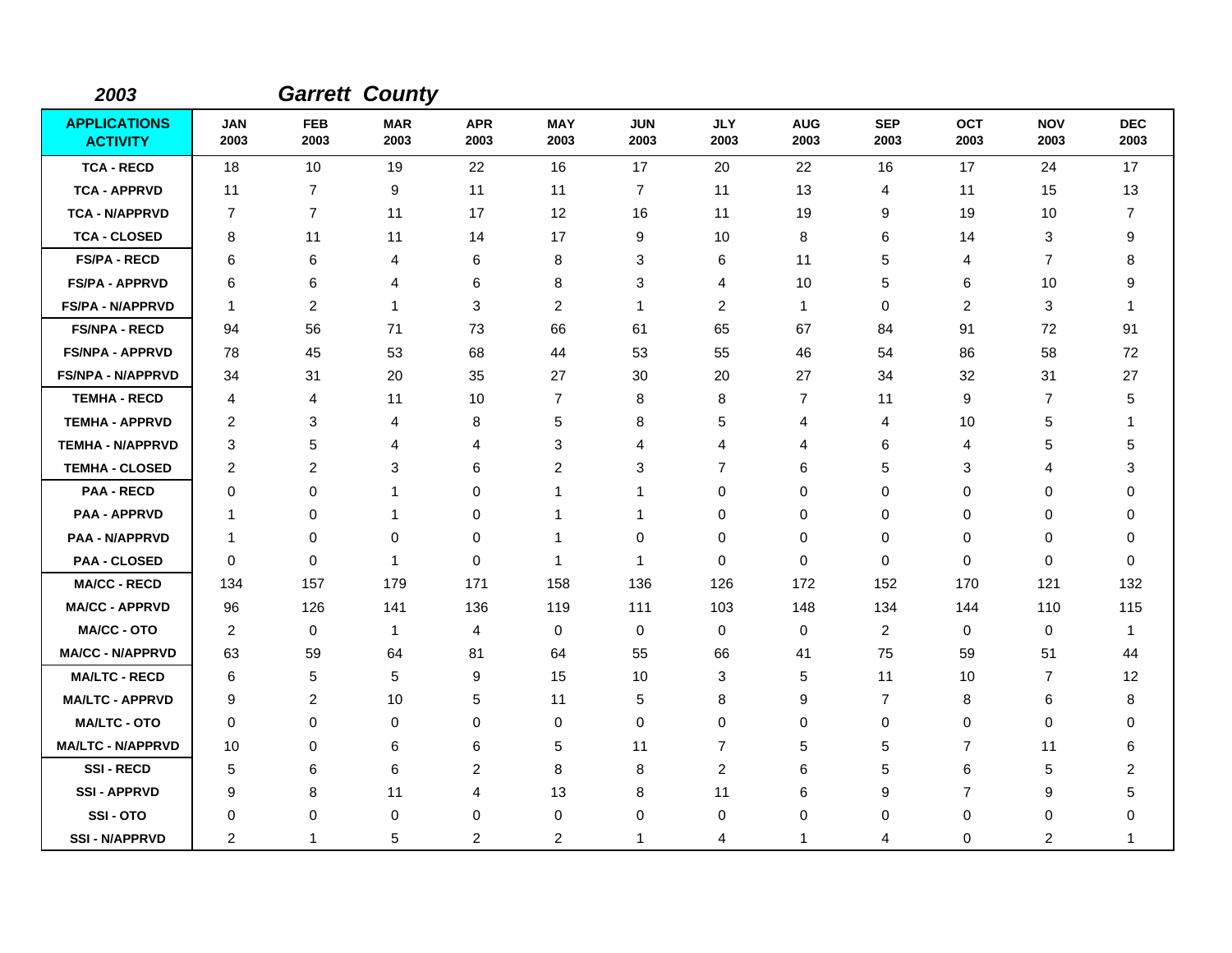*2003* ***Garrett County***

| APPLICATIONS ACTIVITY | JAN 2003 | FEB 2003 | MAR 2003 | APR 2003 | MAY 2003 | JUN 2003 | JLY 2003 | AUG 2003 | SEP 2003 | OCT 2003 | NOV 2003 | DEC 2003 |
|---|---|---|---|---|---|---|---|---|---|---|---|---|
| TCA - RECD | 18 | 10 | 19 | 22 | 16 | 17 | 20 | 22 | 16 | 17 | 24 | 17 |
| TCA - APPRVD | 11 | 7 | 9 | 11 | 11 | 7 | 11 | 13 | 4 | 11 | 15 | 13 |
| TCA - N/APPRVD | 7 | 7 | 11 | 17 | 12 | 16 | 11 | 19 | 9 | 19 | 10 | 7 |
| TCA - CLOSED | 8 | 11 | 11 | 14 | 17 | 9 | 10 | 8 | 6 | 14 | 3 | 9 |
| FS/PA - RECD | 6 | 6 | 4 | 6 | 8 | 3 | 6 | 11 | 5 | 4 | 7 | 8 |
| FS/PA - APPRVD | 6 | 6 | 4 | 6 | 8 | 3 | 4 | 10 | 5 | 6 | 10 | 9 |
| FS/PA - N/APPRVD | 1 | 2 | 1 | 3 | 2 | 1 | 2 | 1 | 0 | 2 | 3 | 1 |
| FS/NPA - RECD | 94 | 56 | 71 | 73 | 66 | 61 | 65 | 67 | 84 | 91 | 72 | 91 |
| FS/NPA - APPRVD | 78 | 45 | 53 | 68 | 44 | 53 | 55 | 46 | 54 | 86 | 58 | 72 |
| FS/NPA - N/APPRVD | 34 | 31 | 20 | 35 | 27 | 30 | 20 | 27 | 34 | 32 | 31 | 27 |
| TEMHA - RECD | 4 | 4 | 11 | 10 | 7 | 8 | 8 | 7 | 11 | 9 | 7 | 5 |
| TEMHA - APPRVD | 2 | 3 | 4 | 8 | 5 | 8 | 5 | 4 | 4 | 10 | 5 | 1 |
| TEMHA - N/APPRVD | 3 | 5 | 4 | 4 | 3 | 4 | 4 | 4 | 6 | 4 | 5 | 5 |
| TEMHA - CLOSED | 2 | 2 | 3 | 6 | 2 | 3 | 7 | 6 | 5 | 3 | 4 | 3 |
| PAA - RECD | 0 | 0 | 1 | 0 | 1 | 1 | 0 | 0 | 0 | 0 | 0 | 0 |
| PAA - APPRVD | 1 | 0 | 1 | 0 | 1 | 1 | 0 | 0 | 0 | 0 | 0 | 0 |
| PAA - N/APPRVD | 1 | 0 | 0 | 0 | 1 | 0 | 0 | 0 | 0 | 0 | 0 | 0 |
| PAA - CLOSED | 0 | 0 | 1 | 0 | 1 | 1 | 0 | 0 | 0 | 0 | 0 | 0 |
| MA/CC - RECD | 134 | 157 | 179 | 171 | 158 | 136 | 126 | 172 | 152 | 170 | 121 | 132 |
| MA/CC - APPRVD | 96 | 126 | 141 | 136 | 119 | 111 | 103 | 148 | 134 | 144 | 110 | 115 |
| MA/CC - OTO | 2 | 0 | 1 | 4 | 0 | 0 | 0 | 0 | 2 | 0 | 0 | 1 |
| MA/CC - N/APPRVD | 63 | 59 | 64 | 81 | 64 | 55 | 66 | 41 | 75 | 59 | 51 | 44 |
| MA/LTC - RECD | 6 | 5 | 5 | 9 | 15 | 10 | 3 | 5 | 11 | 10 | 7 | 12 |
| MA/LTC - APPRVD | 9 | 2 | 10 | 5 | 11 | 5 | 8 | 9 | 7 | 8 | 6 | 8 |
| MA/LTC - OTO | 0 | 0 | 0 | 0 | 0 | 0 | 0 | 0 | 0 | 0 | 0 | 0 |
| MA/LTC - N/APPRVD | 10 | 0 | 6 | 6 | 5 | 11 | 7 | 5 | 5 | 7 | 11 | 6 |
| SSI - RECD | 5 | 6 | 6 | 2 | 8 | 8 | 2 | 6 | 5 | 6 | 5 | 2 |
| SSI - APPRVD | 9 | 8 | 11 | 4 | 13 | 8 | 11 | 6 | 9 | 7 | 9 | 5 |
| SSI - OTO | 0 | 0 | 0 | 0 | 0 | 0 | 0 | 0 | 0 | 0 | 0 | 0 |
| SSI - N/APPRVD | 2 | 1 | 5 | 2 | 2 | 1 | 4 | 1 | 4 | 0 | 2 | 1 |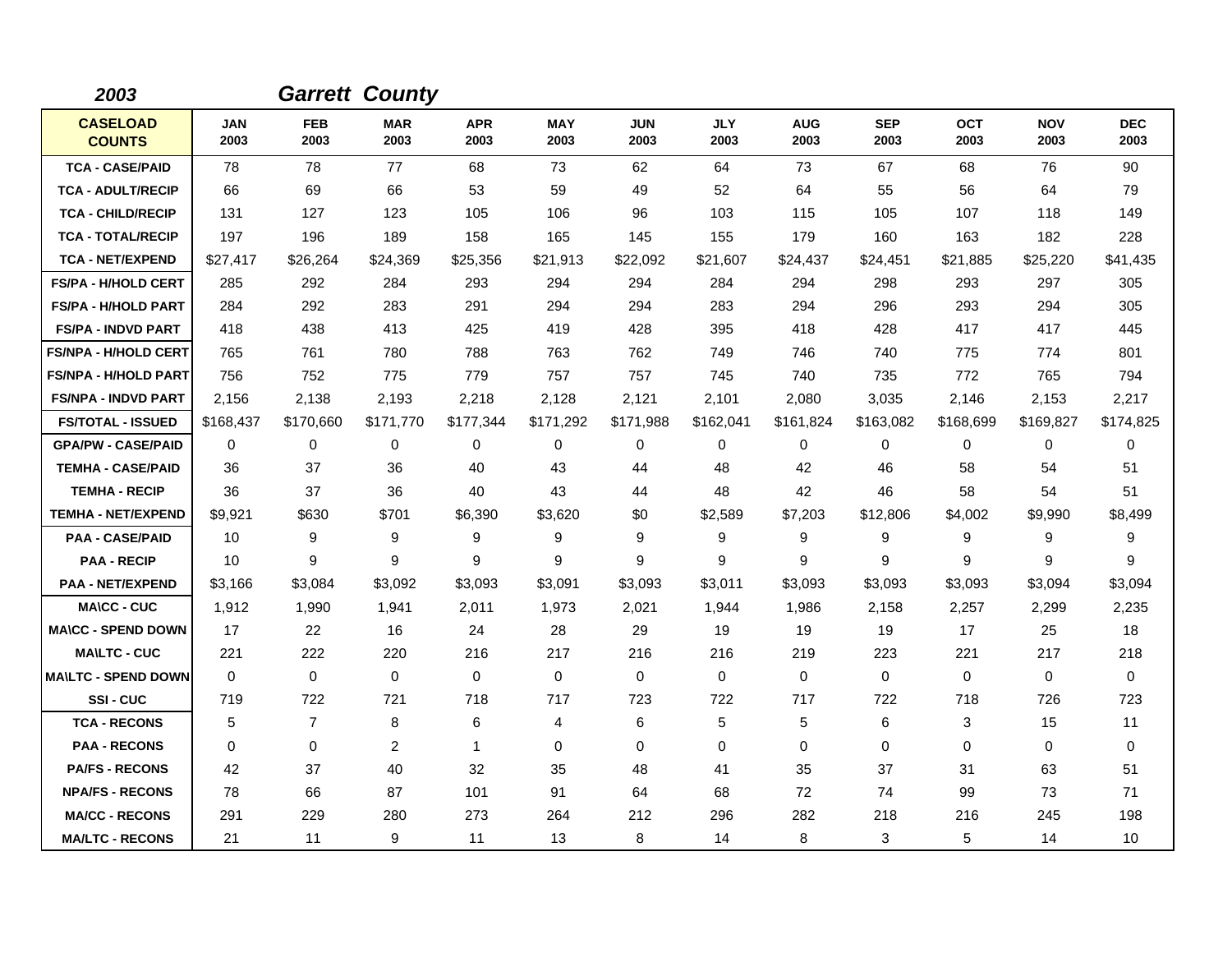**2003** **Garrett County**

| CASELOAD COUNTS | JAN 2003 | FEB 2003 | MAR 2003 | APR 2003 | MAY 2003 | JUN 2003 | JLY 2003 | AUG 2003 | SEP 2003 | OCT 2003 | NOV 2003 | DEC 2003 |
|---|---|---|---|---|---|---|---|---|---|---|---|---|
| TCA - CASE/PAID | 78 | 78 | 77 | 68 | 73 | 62 | 64 | 73 | 67 | 68 | 76 | 90 |
| TCA - ADULT/RECIP | 66 | 69 | 66 | 53 | 59 | 49 | 52 | 64 | 55 | 56 | 64 | 79 |
| TCA - CHILD/RECIP | 131 | 127 | 123 | 105 | 106 | 96 | 103 | 115 | 105 | 107 | 118 | 149 |
| TCA - TOTAL/RECIP | 197 | 196 | 189 | 158 | 165 | 145 | 155 | 179 | 160 | 163 | 182 | 228 |
| TCA - NET/EXPEND | $27,417 | $26,264 | $24,369 | $25,356 | $21,913 | $22,092 | $21,607 | $24,437 | $24,451 | $21,885 | $25,220 | $41,435 |
| FS/PA - H/HOLD CERT | 285 | 292 | 284 | 293 | 294 | 294 | 284 | 294 | 298 | 293 | 297 | 305 |
| FS/PA - H/HOLD PART | 284 | 292 | 283 | 291 | 294 | 294 | 283 | 294 | 296 | 293 | 294 | 305 |
| FS/PA - INDVD PART | 418 | 438 | 413 | 425 | 419 | 428 | 395 | 418 | 428 | 417 | 417 | 445 |
| FS/NPA - H/HOLD CERT | 765 | 761 | 780 | 788 | 763 | 762 | 749 | 746 | 740 | 775 | 774 | 801 |
| FS/NPA - H/HOLD PART | 756 | 752 | 775 | 779 | 757 | 757 | 745 | 740 | 735 | 772 | 765 | 794 |
| FS/NPA - INDVD PART | 2,156 | 2,138 | 2,193 | 2,218 | 2,128 | 2,121 | 2,101 | 2,080 | 3,035 | 2,146 | 2,153 | 2,217 |
| FS/TOTAL - ISSUED | $168,437 | $170,660 | $171,770 | $177,344 | $171,292 | $171,988 | $162,041 | $161,824 | $163,082 | $168,699 | $169,827 | $174,825 |
| GPA/PW - CASE/PAID | 0 | 0 | 0 | 0 | 0 | 0 | 0 | 0 | 0 | 0 | 0 | 0 |
| TEMHA - CASE/PAID | 36 | 37 | 36 | 40 | 43 | 44 | 48 | 42 | 46 | 58 | 54 | 51 |
| TEMHA - RECIP | 36 | 37 | 36 | 40 | 43 | 44 | 48 | 42 | 46 | 58 | 54 | 51 |
| TEMHA - NET/EXPEND | $9,921 | $630 | $701 | $6,390 | $3,620 | $0 | $2,589 | $7,203 | $12,806 | $4,002 | $9,990 | $8,499 |
| PAA - CASE/PAID | 10 | 9 | 9 | 9 | 9 | 9 | 9 | 9 | 9 | 9 | 9 | 9 |
| PAA - RECIP | 10 | 9 | 9 | 9 | 9 | 9 | 9 | 9 | 9 | 9 | 9 | 9 |
| PAA - NET/EXPEND | $3,166 | $3,084 | $3,092 | $3,093 | $3,091 | $3,093 | $3,011 | $3,093 | $3,093 | $3,093 | $3,094 | $3,094 |
| MA\CC - CUC | 1,912 | 1,990 | 1,941 | 2,011 | 1,973 | 2,021 | 1,944 | 1,986 | 2,158 | 2,257 | 2,299 | 2,235 |
| MA\CC - SPEND DOWN | 17 | 22 | 16 | 24 | 28 | 29 | 19 | 19 | 19 | 17 | 25 | 18 |
| MA\LTC - CUC | 221 | 222 | 220 | 216 | 217 | 216 | 216 | 219 | 223 | 221 | 217 | 218 |
| MA\LTC - SPEND DOWN | 0 | 0 | 0 | 0 | 0 | 0 | 0 | 0 | 0 | 0 | 0 | 0 |
| SSI - CUC | 719 | 722 | 721 | 718 | 717 | 723 | 722 | 717 | 722 | 718 | 726 | 723 |
| TCA - RECONS | 5 | 7 | 8 | 6 | 4 | 6 | 5 | 5 | 6 | 3 | 15 | 11 |
| PAA - RECONS | 0 | 0 | 2 | 1 | 0 | 0 | 0 | 0 | 0 | 0 | 0 | 0 |
| PA/FS - RECONS | 42 | 37 | 40 | 32 | 35 | 48 | 41 | 35 | 37 | 31 | 63 | 51 |
| NPA/FS - RECONS | 78 | 66 | 87 | 101 | 91 | 64 | 68 | 72 | 74 | 99 | 73 | 71 |
| MA/CC - RECONS | 291 | 229 | 280 | 273 | 264 | 212 | 296 | 282 | 218 | 216 | 245 | 198 |
| MA/LTC - RECONS | 21 | 11 | 9 | 11 | 13 | 8 | 14 | 8 | 3 | 5 | 14 | 10 |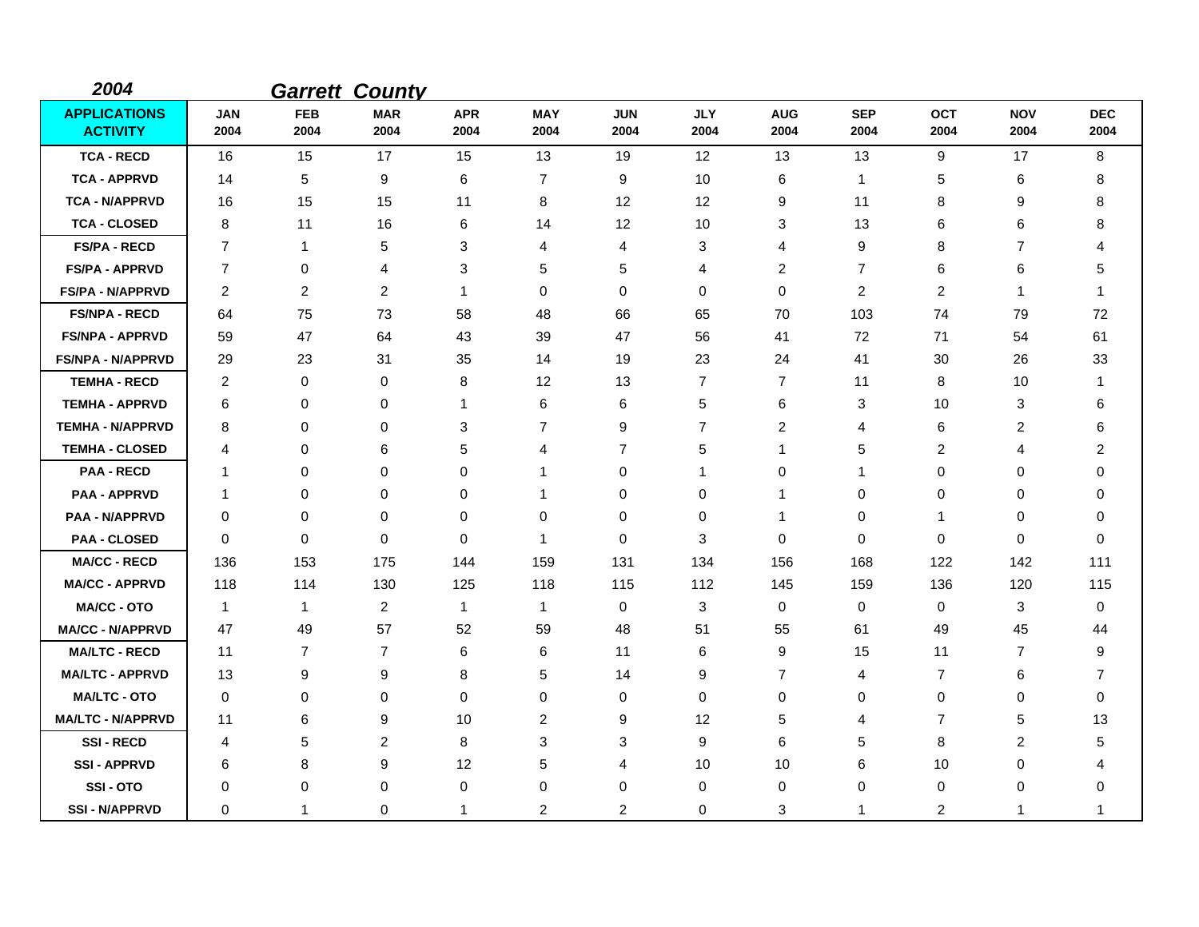*2004* ***Garrett County***

| APPLICATIONS ACTIVITY | JAN 2004 | FEB 2004 | MAR 2004 | APR 2004 | MAY 2004 | JUN 2004 | JLY 2004 | AUG 2004 | SEP 2004 | OCT 2004 | NOV 2004 | DEC 2004 |
|---|---|---|---|---|---|---|---|---|---|---|---|---|
| TCA - RECD | 16 | 15 | 17 | 15 | 13 | 19 | 12 | 13 | 13 | 9 | 17 | 8 |
| TCA - APPRVD | 14 | 5 | 9 | 6 | 7 | 9 | 10 | 6 | 1 | 5 | 6 | 8 |
| TCA - N/APPRVD | 16 | 15 | 15 | 11 | 8 | 12 | 12 | 9 | 11 | 8 | 9 | 8 |
| TCA - CLOSED | 8 | 11 | 16 | 6 | 14 | 12 | 10 | 3 | 13 | 6 | 6 | 8 |
| FS/PA - RECD | 7 | 1 | 5 | 3 | 4 | 4 | 3 | 4 | 9 | 8 | 7 | 4 |
| FS/PA - APPRVD | 7 | 0 | 4 | 3 | 5 | 5 | 4 | 2 | 7 | 6 | 6 | 5 |
| FS/PA - N/APPRVD | 2 | 2 | 2 | 1 | 0 | 0 | 0 | 0 | 2 | 2 | 1 | 1 |
| FS/NPA - RECD | 64 | 75 | 73 | 58 | 48 | 66 | 65 | 70 | 103 | 74 | 79 | 72 |
| FS/NPA - APPRVD | 59 | 47 | 64 | 43 | 39 | 47 | 56 | 41 | 72 | 71 | 54 | 61 |
| FS/NPA - N/APPRVD | 29 | 23 | 31 | 35 | 14 | 19 | 23 | 24 | 41 | 30 | 26 | 33 |
| TEMHA - RECD | 2 | 0 | 0 | 8 | 12 | 13 | 7 | 7 | 11 | 8 | 10 | 1 |
| TEMHA - APPRVD | 6 | 0 | 0 | 1 | 6 | 6 | 5 | 6 | 3 | 10 | 3 | 6 |
| TEMHA - N/APPRVD | 8 | 0 | 0 | 3 | 7 | 9 | 7 | 2 | 4 | 6 | 2 | 6 |
| TEMHA - CLOSED | 4 | 0 | 6 | 5 | 4 | 7 | 5 | 1 | 5 | 2 | 4 | 2 |
| PAA - RECD | 1 | 0 | 0 | 0 | 1 | 0 | 1 | 0 | 1 | 0 | 0 | 0 |
| PAA - APPRVD | 1 | 0 | 0 | 0 | 1 | 0 | 0 | 1 | 0 | 0 | 0 | 0 |
| PAA - N/APPRVD | 0 | 0 | 0 | 0 | 0 | 0 | 0 | 1 | 0 | 1 | 0 | 0 |
| PAA - CLOSED | 0 | 0 | 0 | 0 | 1 | 0 | 3 | 0 | 0 | 0 | 0 | 0 |
| MA/CC - RECD | 136 | 153 | 175 | 144 | 159 | 131 | 134 | 156 | 168 | 122 | 142 | 111 |
| MA/CC - APPRVD | 118 | 114 | 130 | 125 | 118 | 115 | 112 | 145 | 159 | 136 | 120 | 115 |
| MA/CC - OTO | 1 | 1 | 2 | 1 | 1 | 0 | 3 | 0 | 0 | 0 | 3 | 0 |
| MA/CC - N/APPRVD | 47 | 49 | 57 | 52 | 59 | 48 | 51 | 55 | 61 | 49 | 45 | 44 |
| MA/LTC - RECD | 11 | 7 | 7 | 6 | 6 | 11 | 6 | 9 | 15 | 11 | 7 | 9 |
| MA/LTC - APPRVD | 13 | 9 | 9 | 8 | 5 | 14 | 9 | 7 | 4 | 7 | 6 | 7 |
| MA/LTC - OTO | 0 | 0 | 0 | 0 | 0 | 0 | 0 | 0 | 0 | 0 | 0 | 0 |
| MA/LTC - N/APPRVD | 11 | 6 | 9 | 10 | 2 | 9 | 12 | 5 | 4 | 7 | 5 | 13 |
| SSI - RECD | 4 | 5 | 2 | 8 | 3 | 3 | 9 | 6 | 5 | 8 | 2 | 5 |
| SSI - APPRVD | 6 | 8 | 9 | 12 | 5 | 4 | 10 | 10 | 6 | 10 | 0 | 4 |
| SSI - OTO | 0 | 0 | 0 | 0 | 0 | 0 | 0 | 0 | 0 | 0 | 0 | 0 |
| SSI - N/APPRVD | 0 | 1 | 0 | 1 | 2 | 2 | 0 | 3 | 1 | 2 | 1 | 1 |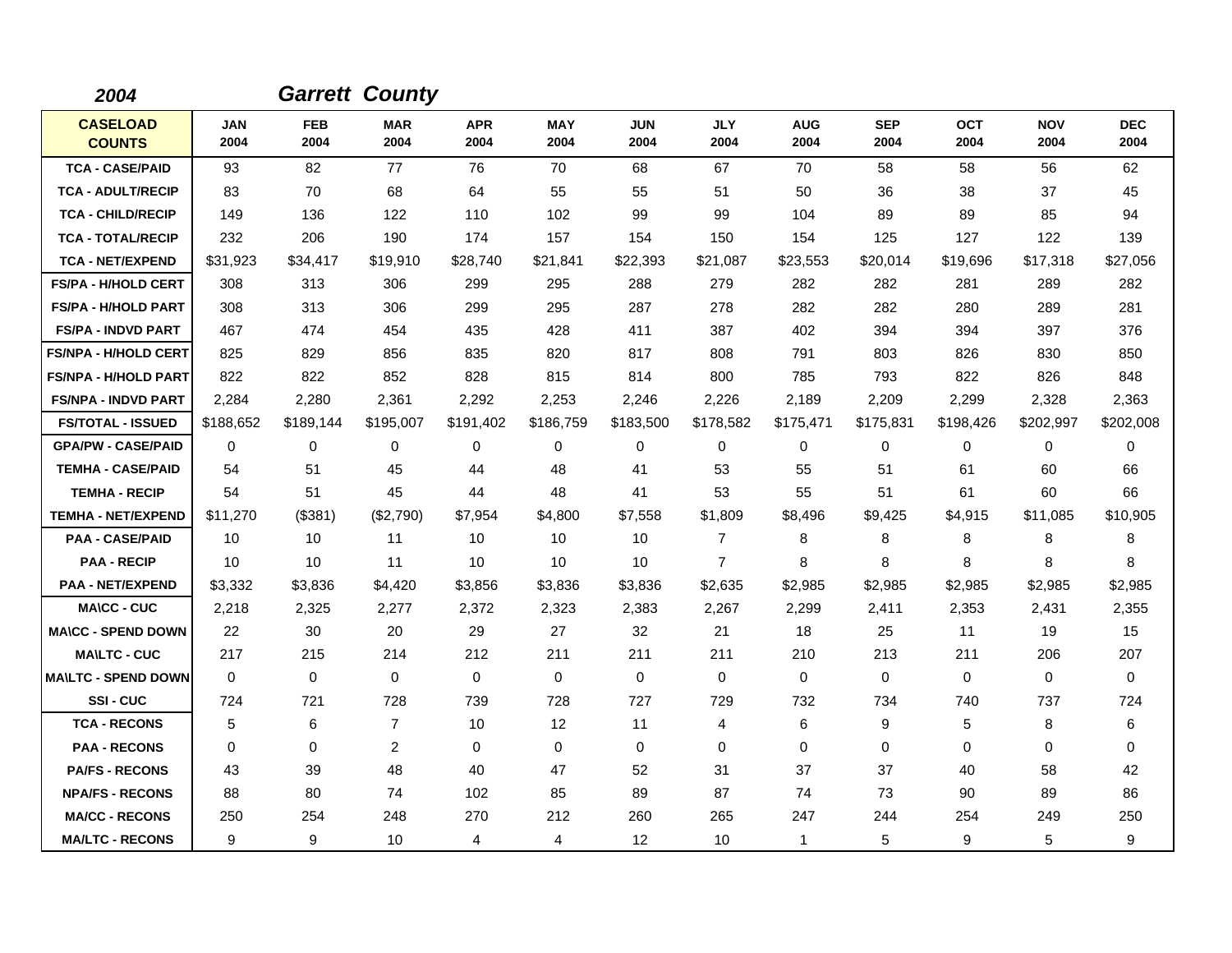## 2004 Garrett County

| CASELOAD COUNTS | JAN 2004 | FEB 2004 | MAR 2004 | APR 2004 | MAY 2004 | JUN 2004 | JLY 2004 | AUG 2004 | SEP 2004 | OCT 2004 | NOV 2004 | DEC 2004 |
|---|---|---|---|---|---|---|---|---|---|---|---|---|
| TCA - CASE/PAID | 93 | 82 | 77 | 76 | 70 | 68 | 67 | 70 | 58 | 58 | 56 | 62 |
| TCA - ADULT/RECIP | 83 | 70 | 68 | 64 | 55 | 55 | 51 | 50 | 36 | 38 | 37 | 45 |
| TCA - CHILD/RECIP | 149 | 136 | 122 | 110 | 102 | 99 | 99 | 104 | 89 | 89 | 85 | 94 |
| TCA - TOTAL/RECIP | 232 | 206 | 190 | 174 | 157 | 154 | 150 | 154 | 125 | 127 | 122 | 139 |
| TCA - NET/EXPEND | $31,923 | $34,417 | $19,910 | $28,740 | $21,841 | $22,393 | $21,087 | $23,553 | $20,014 | $19,696 | $17,318 | $27,056 |
| FS/PA - H/HOLD CERT | 308 | 313 | 306 | 299 | 295 | 288 | 279 | 282 | 282 | 281 | 289 | 282 |
| FS/PA - H/HOLD PART | 308 | 313 | 306 | 299 | 295 | 287 | 278 | 282 | 282 | 280 | 289 | 281 |
| FS/PA - INDVD PART | 467 | 474 | 454 | 435 | 428 | 411 | 387 | 402 | 394 | 394 | 397 | 376 |
| FS/NPA - H/HOLD CERT | 825 | 829 | 856 | 835 | 820 | 817 | 808 | 791 | 803 | 826 | 830 | 850 |
| FS/NPA - H/HOLD PART | 822 | 822 | 852 | 828 | 815 | 814 | 800 | 785 | 793 | 822 | 826 | 848 |
| FS/NPA - INDVD PART | 2,284 | 2,280 | 2,361 | 2,292 | 2,253 | 2,246 | 2,226 | 2,189 | 2,209 | 2,299 | 2,328 | 2,363 |
| FS/TOTAL - ISSUED | $188,652 | $189,144 | $195,007 | $191,402 | $186,759 | $183,500 | $178,582 | $175,471 | $175,831 | $198,426 | $202,997 | $202,008 |
| GPA/PW - CASE/PAID | 0 | 0 | 0 | 0 | 0 | 0 | 0 | 0 | 0 | 0 | 0 | 0 |
| TEMHA - CASE/PAID | 54 | 51 | 45 | 44 | 48 | 41 | 53 | 55 | 51 | 61 | 60 | 66 |
| TEMHA - RECIP | 54 | 51 | 45 | 44 | 48 | 41 | 53 | 55 | 51 | 61 | 60 | 66 |
| TEMHA - NET/EXPEND | $11,270 | ($381) | ($2,790) | $7,954 | $4,800 | $7,558 | $1,809 | $8,496 | $9,425 | $4,915 | $11,085 | $10,905 |
| PAA - CASE/PAID | 10 | 10 | 11 | 10 | 10 | 10 | 7 | 8 | 8 | 8 | 8 | 8 |
| PAA - RECIP | 10 | 10 | 11 | 10 | 10 | 10 | 7 | 8 | 8 | 8 | 8 | 8 |
| PAA - NET/EXPEND | $3,332 | $3,836 | $4,420 | $3,856 | $3,836 | $3,836 | $2,635 | $2,985 | $2,985 | $2,985 | $2,985 | $2,985 |
| MA\CC - CUC | 2,218 | 2,325 | 2,277 | 2,372 | 2,323 | 2,383 | 2,267 | 2,299 | 2,411 | 2,353 | 2,431 | 2,355 |
| MA\CC - SPEND DOWN | 22 | 30 | 20 | 29 | 27 | 32 | 21 | 18 | 25 | 11 | 19 | 15 |
| MA\LTC - CUC | 217 | 215 | 214 | 212 | 211 | 211 | 211 | 210 | 213 | 211 | 206 | 207 |
| MA\LTC - SPEND DOWN | 0 | 0 | 0 | 0 | 0 | 0 | 0 | 0 | 0 | 0 | 0 | 0 |
| SSI - CUC | 724 | 721 | 728 | 739 | 728 | 727 | 729 | 732 | 734 | 740 | 737 | 724 |
| TCA - RECONS | 5 | 6 | 7 | 10 | 12 | 11 | 4 | 6 | 9 | 5 | 8 | 6 |
| PAA - RECONS | 0 | 0 | 2 | 0 | 0 | 0 | 0 | 0 | 0 | 0 | 0 | 0 |
| PA/FS - RECONS | 43 | 39 | 48 | 40 | 47 | 52 | 31 | 37 | 37 | 40 | 58 | 42 |
| NPA/FS - RECONS | 88 | 80 | 74 | 102 | 85 | 89 | 87 | 74 | 73 | 90 | 89 | 86 |
| MA/CC - RECONS | 250 | 254 | 248 | 270 | 212 | 260 | 265 | 247 | 244 | 254 | 249 | 250 |
| MA/LTC - RECONS | 9 | 9 | 10 | 4 | 4 | 12 | 10 | 1 | 5 | 9 | 5 | 9 |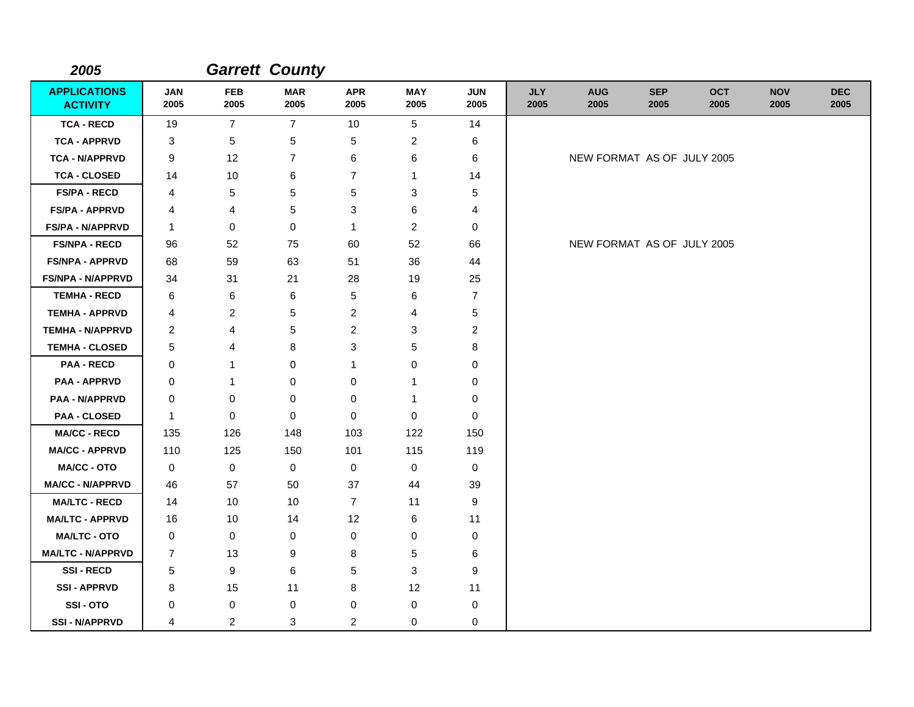# 2005 Garrett County

| APPLICATIONS ACTIVITY | JAN 2005 | FEB 2005 | MAR 2005 | APR 2005 | MAY 2005 | JUN 2005 | JLY 2005 | AUG 2005 | SEP 2005 | OCT 2005 | NOV 2005 | DEC 2005 |
|---|---|---|---|---|---|---|---|---|---|---|---|---|
| TCA - RECD | 19 | 7 | 7 | 10 | 5 | 14 | | | | | | |
| TCA - APPRVD | 3 | 5 | 5 | 5 | 2 | 6 | | | | | | |
| TCA - N/APPRVD | 9 | 12 | 7 | 6 | 6 | 6 | | NEW FORMAT AS OF JULY 2005 | | | | |
| TCA - CLOSED | 14 | 10 | 6 | 7 | 1 | 14 | | | | | | |
| FS/PA - RECD | 4 | 5 | 5 | 5 | 3 | 5 | | | | | | |
| FS/PA - APPRVD | 4 | 4 | 5 | 3 | 6 | 4 | | | | | | |
| FS/PA - N/APPRVD | 1 | 0 | 0 | 1 | 2 | 0 | | | | | | |
| FS/NPA - RECD | 96 | 52 | 75 | 60 | 52 | 66 | | NEW FORMAT AS OF JULY 2005 | | | | |
| FS/NPA - APPRVD | 68 | 59 | 63 | 51 | 36 | 44 | | | | | | |
| FS/NPA - N/APPRVD | 34 | 31 | 21 | 28 | 19 | 25 | | | | | | |
| TEMHA - RECD | 6 | 6 | 6 | 5 | 6 | 7 | | | | | | |
| TEMHA - APPRVD | 4 | 2 | 5 | 2 | 4 | 5 | | | | | | |
| TEMHA - N/APPRVD | 2 | 4 | 5 | 2 | 3 | 2 | | | | | | |
| TEMHA - CLOSED | 5 | 4 | 8 | 3 | 5 | 8 | | | | | | |
| PAA - RECD | 0 | 1 | 0 | 1 | 0 | 0 | | | | | | |
| PAA - APPRVD | 0 | 1 | 0 | 0 | 1 | 0 | | | | | | |
| PAA - N/APPRVD | 0 | 0 | 0 | 0 | 1 | 0 | | | | | | |
| PAA - CLOSED | 1 | 0 | 0 | 0 | 0 | 0 | | | | | | |
| MA/CC - RECD | 135 | 126 | 148 | 103 | 122 | 150 | | | | | | |
| MA/CC - APPRVD | 110 | 125 | 150 | 101 | 115 | 119 | | | | | | |
| MA/CC - OTO | 0 | 0 | 0 | 0 | 0 | 0 | | | | | | |
| MA/CC - N/APPRVD | 46 | 57 | 50 | 37 | 44 | 39 | | | | | | |
| MA/LTC - RECD | 14 | 10 | 10 | 7 | 11 | 9 | | | | | | |
| MA/LTC - APPRVD | 16 | 10 | 14 | 12 | 6 | 11 | | | | | | |
| MA/LTC - OTO | 0 | 0 | 0 | 0 | 0 | 0 | | | | | | |
| MA/LTC - N/APPRVD | 7 | 13 | 9 | 8 | 5 | 6 | | | | | | |
| SSI - RECD | 5 | 9 | 6 | 5 | 3 | 9 | | | | | | |
| SSI - APPRVD | 8 | 15 | 11 | 8 | 12 | 11 | | | | | | |
| SSI - OTO | 0 | 0 | 0 | 0 | 0 | 0 | | | | | | |
| SSI - N/APPRVD | 4 | 2 | 3 | 2 | 0 | 0 | | | | | | |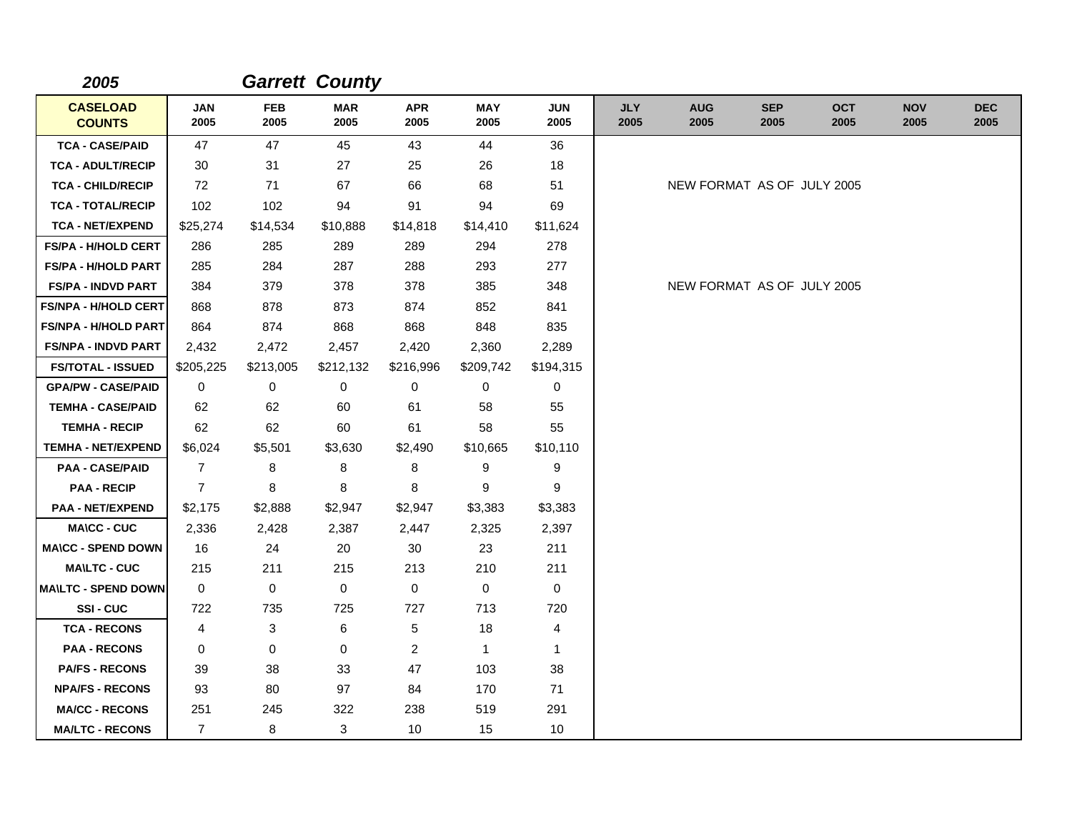## 2005 Garrett County

| CASELOAD COUNTS | JAN 2005 | FEB 2005 | MAR 2005 | APR 2005 | MAY 2005 | JUN 2005 | JLY 2005 | AUG 2005 | SEP 2005 | OCT 2005 | NOV 2005 | DEC 2005 |
|---|---|---|---|---|---|---|---|---|---|---|---|---|
| TCA - CASE/PAID | 47 | 47 | 45 | 43 | 44 | 36 | | | | | | |
| TCA - ADULT/RECIP | 30 | 31 | 27 | 25 | 26 | 18 | | | | | | |
| TCA - CHILD/RECIP | 72 | 71 | 67 | 66 | 68 | 51 | | NEW FORMAT AS OF JULY 2005 | | | | |
| TCA - TOTAL/RECIP | 102 | 102 | 94 | 91 | 94 | 69 | | | | | | |
| TCA - NET/EXPEND | $25,274 | $14,534 | $10,888 | $14,818 | $14,410 | $11,624 | | | | | | |
| FS/PA - H/HOLD CERT | 286 | 285 | 289 | 289 | 294 | 278 | | | | | | |
| FS/PA - H/HOLD PART | 285 | 284 | 287 | 288 | 293 | 277 | | | | | | |
| FS/PA - INDVD PART | 384 | 379 | 378 | 378 | 385 | 348 | | NEW FORMAT AS OF JULY 2005 | | | | |
| FS/NPA - H/HOLD CERT | 868 | 878 | 873 | 874 | 852 | 841 | | | | | | |
| FS/NPA - H/HOLD PART | 864 | 874 | 868 | 868 | 848 | 835 | | | | | | |
| FS/NPA - INDVD PART | 2,432 | 2,472 | 2,457 | 2,420 | 2,360 | 2,289 | | | | | | |
| FS/TOTAL - ISSUED | $205,225 | $213,005 | $212,132 | $216,996 | $209,742 | $194,315 | | | | | | |
| GPA/PW - CASE/PAID | 0 | 0 | 0 | 0 | 0 | 0 | | | | | | |
| TEMHA - CASE/PAID | 62 | 62 | 60 | 61 | 58 | 55 | | | | | | |
| TEMHA - RECIP | 62 | 62 | 60 | 61 | 58 | 55 | | | | | | |
| TEMHA - NET/EXPEND | $6,024 | $5,501 | $3,630 | $2,490 | $10,665 | $10,110 | | | | | | |
| PAA - CASE/PAID | 7 | 8 | 8 | 8 | 9 | 9 | | | | | | |
| PAA - RECIP | 7 | 8 | 8 | 8 | 9 | 9 | | | | | | |
| PAA - NET/EXPEND | $2,175 | $2,888 | $2,947 | $2,947 | $3,383 | $3,383 | | | | | | |
| MA\CC - CUC | 2,336 | 2,428 | 2,387 | 2,447 | 2,325 | 2,397 | | | | | | |
| MA\CC - SPEND DOWN | 16 | 24 | 20 | 30 | 23 | 211 | | | | | | |
| MA\LTC - CUC | 215 | 211 | 215 | 213 | 210 | 211 | | | | | | |
| MA\LTC - SPEND DOWN | 0 | 0 | 0 | 0 | 0 | 0 | | | | | | |
| SSI - CUC | 722 | 735 | 725 | 727 | 713 | 720 | | | | | | |
| TCA - RECONS | 4 | 3 | 6 | 5 | 18 | 4 | | | | | | |
| PAA - RECONS | 0 | 0 | 0 | 2 | 1 | 1 | | | | | | |
| PA/FS - RECONS | 39 | 38 | 33 | 47 | 103 | 38 | | | | | | |
| NPA/FS - RECONS | 93 | 80 | 97 | 84 | 170 | 71 | | | | | | |
| MA/CC - RECONS | 251 | 245 | 322 | 238 | 519 | 291 | | | | | | |
| MA/LTC - RECONS | 7 | 8 | 3 | 10 | 15 | 10 | | | | | | |